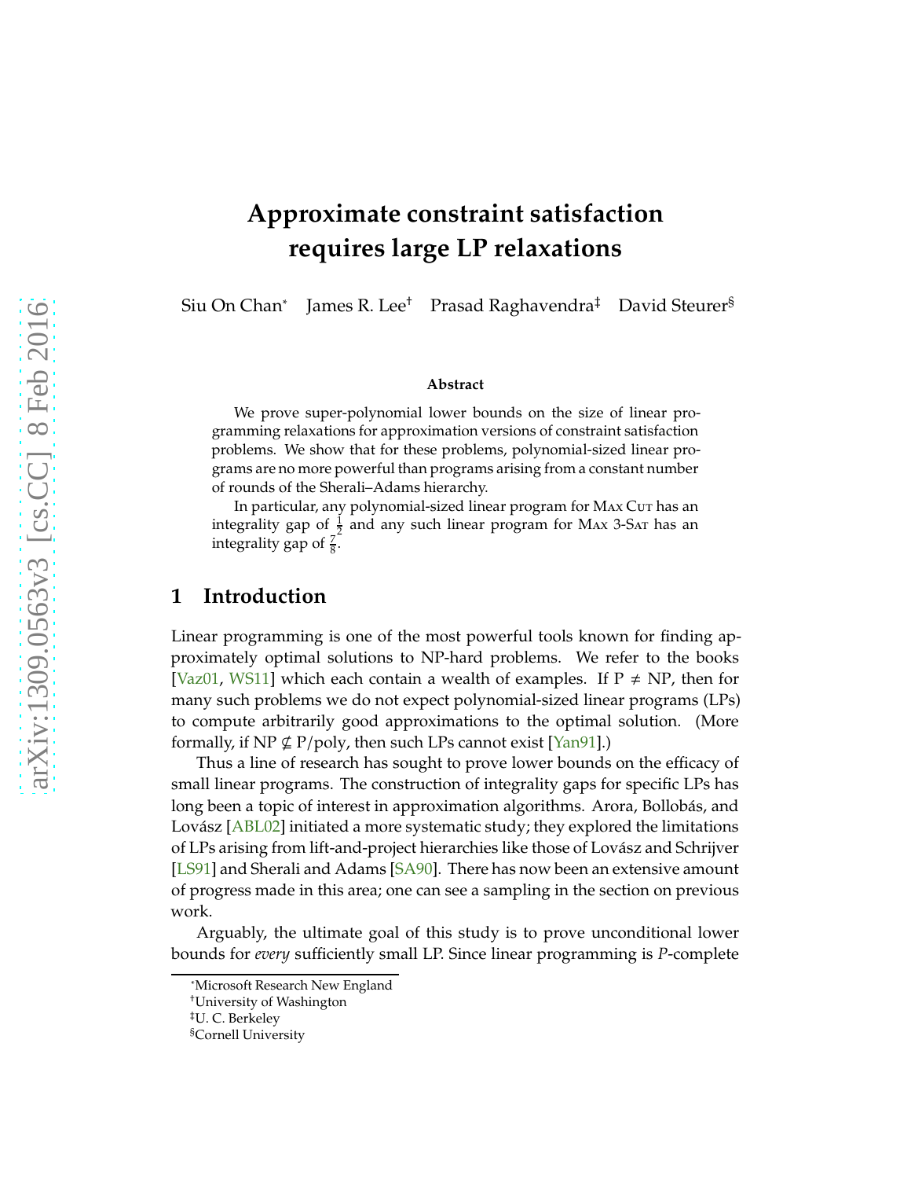# Approximate constraint satisfaction requires large LP relaxations

Siu On Chan[*] James R. Lee[†] Prasad Raghavendra[‡] David Steurer[§]

### Abstract

We prove super-polynomial lower bounds on the size of linear programming relaxations for approximation versions of constraint satisfaction problems. We show that for these problems, polynomial-sized linear programs are no more powerful than programs arising from a constant number of rounds of the Sherali–Adams hierarchy.

In particular, any polynomial-sized linear program for Max Cut has an integrality gap of $\frac{1}{2}$ and any such linear program for Max 3-Sat has an integrality gap of $\frac{7}{8}$.

## 1 Introduction

Linear programming is one of the most powerful tools known for finding approximately optimal solutions to NP-hard problems. We refer to the books [Vaz01, WS11] which each contain a wealth of examples. If P $\neq$ NP, then for many such problems we do not expect polynomial-sized linear programs (LPs) to compute arbitrarily good approximations to the optimal solution. (More formally, if NP $\not\subseteq$ P/poly, then such LPs cannot exist [Yan91].)

Thus a line of research has sought to prove lower bounds on the efficacy of small linear programs. The construction of integrality gaps for specific LPs has long been a topic of interest in approximation algorithms. Arora, Bollobás, and Lovász [ABL02] initiated a more systematic study; they explored the limitations of LPs arising from lift-and-project hierarchies like those of Lovász and Schrijver [LS91] and Sherali and Adams [SA90]. There has now been an extensive amount of progress made in this area; one can see a sampling in the section on previous work.

Arguably, the ultimate goal of this study is to prove unconditional lower bounds for *every* sufficiently small LP. Since linear programming is *P*-complete

[*]Microsoft Research New England
[†]University of Washington
[‡]U. C. Berkeley
[§]Cornell University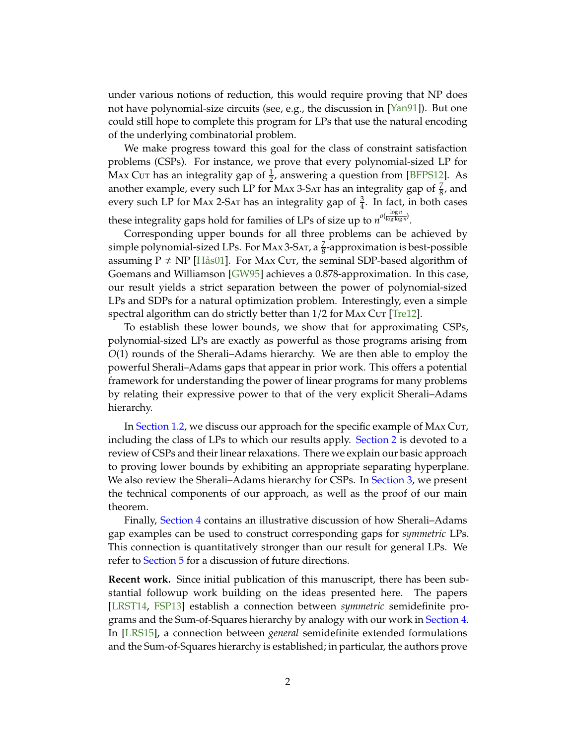under various notions of reduction, this would require proving that NP does not have polynomial-size circuits (see, e.g., the discussion in [Yan91]). But one could still hope to complete this program for LPs that use the natural encoding of the underlying combinatorial problem.

We make progress toward this goal for the class of constraint satisfaction problems (CSPs). For instance, we prove that every polynomial-sized LP for Max Cut has an integrality gap of $\frac{1}{2}$, answering a question from [BFPS12]. As another example, every such LP for Max 3-Sat has an integrality gap of $\frac{7}{8}$, and every such LP for Max 2-Sat has an integrality gap of $\frac{3}{4}$. In fact, in both cases these integrality gaps hold for families of LPs of size up to $n^{o(\frac{\log n}{\log \log n})}$.

Corresponding upper bounds for all three problems can be achieved by simple polynomial-sized LPs. For Max 3-Sat, a $\frac{7}{8}$-approximation is best-possible assuming P $\neq$ NP [Hås01]. For Max Cut, the seminal SDP-based algorithm of Goemans and Williamson [GW95] achieves a 0.878-approximation. In this case, our result yields a strict separation between the power of polynomial-sized LPs and SDPs for a natural optimization problem. Interestingly, even a simple spectral algorithm can do strictly better than $1/2$ for Max Cut [Tre12].

To establish these lower bounds, we show that for approximating CSPs, polynomial-sized LPs are exactly as powerful as those programs arising from $O(1)$ rounds of the Sherali–Adams hierarchy. We are then able to employ the powerful Sherali–Adams gaps that appear in prior work. This offers a potential framework for understanding the power of linear programs for many problems by relating their expressive power to that of the very explicit Sherali–Adams hierarchy.

In Section 1.2, we discuss our approach for the specific example of Max Cut, including the class of LPs to which our results apply. Section 2 is devoted to a review of CSPs and their linear relaxations. There we explain our basic approach to proving lower bounds by exhibiting an appropriate separating hyperplane. We also review the Sherali–Adams hierarchy for CSPs. In Section 3, we present the technical components of our approach, as well as the proof of our main theorem.

Finally, Section 4 contains an illustrative discussion of how Sherali–Adams gap examples can be used to construct corresponding gaps for *symmetric* LPs. This connection is quantitatively stronger than our result for general LPs. We refer to Section 5 for a discussion of future directions.

**Recent work.** Since initial publication of this manuscript, there has been substantial followup work building on the ideas presented here. The papers [LRST14, FSP13] establish a connection between *symmetric* semidefinite programs and the Sum-of-Squares hierarchy by analogy with our work in Section 4. In [LRS15], a connection between *general* semidefinite extended formulations and the Sum-of-Squares hierarchy is established; in particular, the authors prove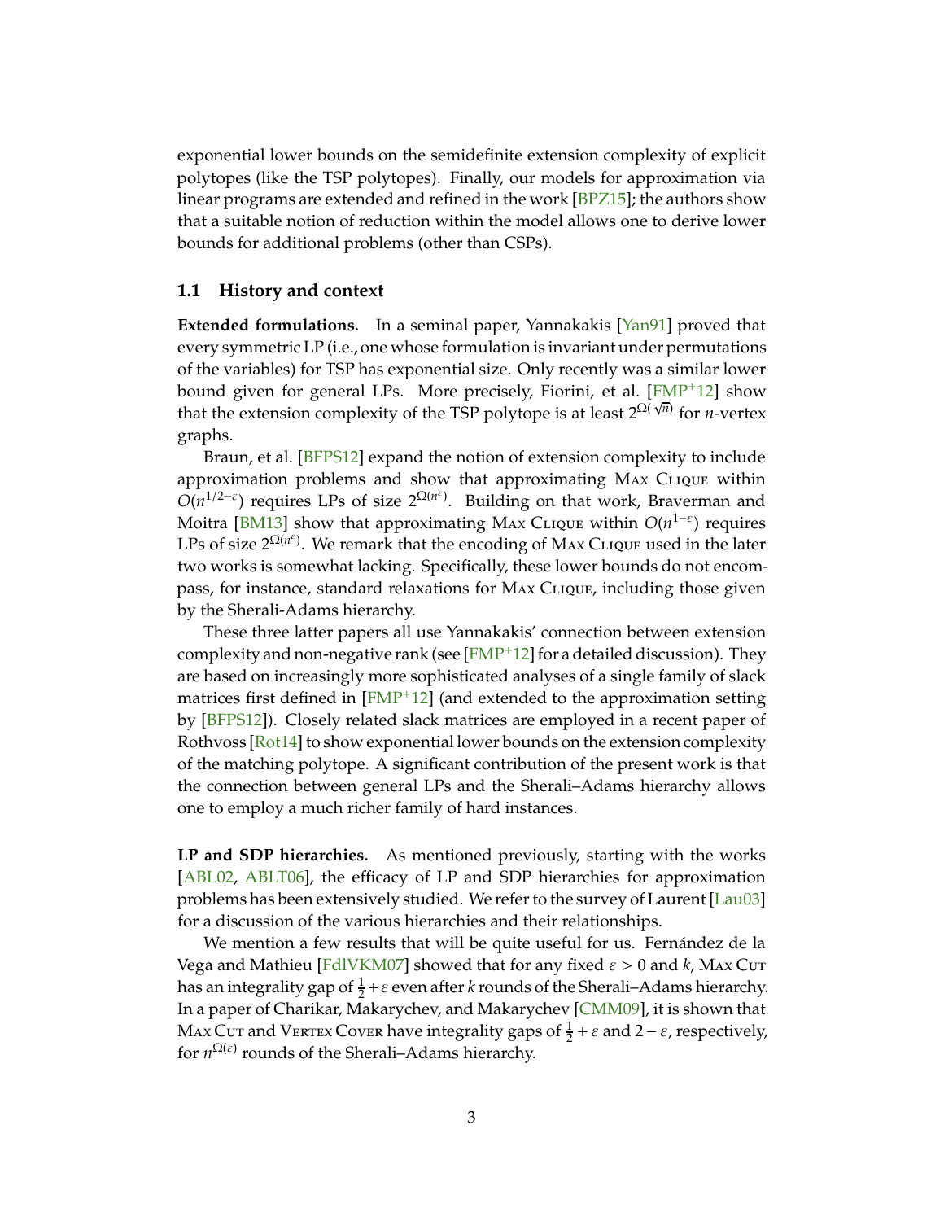exponential lower bounds on the semidefinite extension complexity of explicit polytopes (like the TSP polytopes). Finally, our models for approximation via linear programs are extended and refined in the work [BPZ15]; the authors show that a suitable notion of reduction within the model allows one to derive lower bounds for additional problems (other than CSPs).

## 1.1 History and context

**Extended formulations.** In a seminal paper, Yannakakis [Yan91] proved that every symmetric LP (i.e., one whose formulation is invariant under permutations of the variables) for TSP has exponential size. Only recently was a similar lower bound given for general LPs. More precisely, Fiorini, et al. [FMP+12] show that the extension complexity of the TSP polytope is at least $2^{\Omega(\sqrt{n})}$ for $n$-vertex graphs.

Braun, et al. [BFPS12] expand the notion of extension complexity to include approximation problems and show that approximating Max Clique within $O(n^{1/2-\varepsilon})$ requires LPs of size $2^{\Omega(n^{\varepsilon})}$. Building on that work, Braverman and Moitra [BM13] show that approximating Max Clique within $O(n^{1-\varepsilon})$ requires LPs of size $2^{\Omega(n^{\varepsilon})}$. We remark that the encoding of Max Clique used in the later two works is somewhat lacking. Specifically, these lower bounds do not encompass, for instance, standard relaxations for Max Clique, including those given by the Sherali-Adams hierarchy.

These three latter papers all use Yannakakis' connection between extension complexity and non-negative rank (see [FMP+12] for a detailed discussion). They are based on increasingly more sophisticated analyses of a single family of slack matrices first defined in [FMP+12] (and extended to the approximation setting by [BFPS12]). Closely related slack matrices are employed in a recent paper of Rothvoss [Rot14] to show exponential lower bounds on the extension complexity of the matching polytope. A significant contribution of the present work is that the connection between general LPs and the Sherali–Adams hierarchy allows one to employ a much richer family of hard instances.

**LP and SDP hierarchies.** As mentioned previously, starting with the works [ABL02, ABLT06], the efficacy of LP and SDP hierarchies for approximation problems has been extensively studied. We refer to the survey of Laurent [Lau03] for a discussion of the various hierarchies and their relationships.

We mention a few results that will be quite useful for us. Fernández de la Vega and Mathieu [FdlVKM07] showed that for any fixed $\varepsilon > 0$ and $k$, Max Cut has an integrality gap of $\frac{1}{2}+\varepsilon$ even after $k$ rounds of the Sherali–Adams hierarchy. In a paper of Charikar, Makarychev, and Makarychev [CMM09], it is shown that Max Cut and Vertex Cover have integrality gaps of $\frac{1}{2}+\varepsilon$ and $2-\varepsilon$, respectively, for $n^{\Omega(\varepsilon)}$ rounds of the Sherali–Adams hierarchy.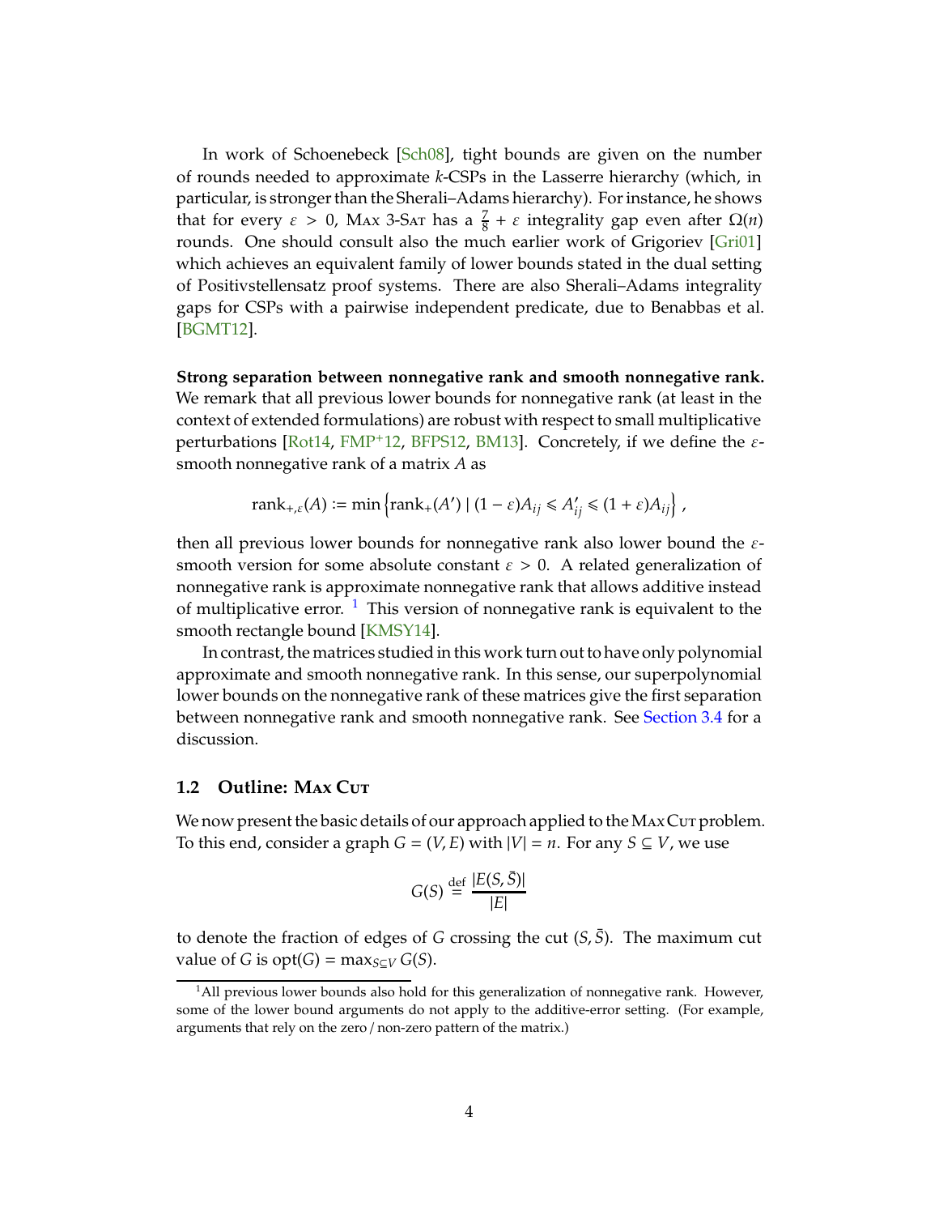In work of Schoenebeck [Sch08], tight bounds are given on the number of rounds needed to approximate $k$-CSPs in the Lasserre hierarchy (which, in particular, is stronger than the Sherali–Adams hierarchy). For instance, he shows that for every $\varepsilon > 0$, Max 3-Sat has a $\frac{7}{8} + \varepsilon$ integrality gap even after $\Omega(n)$ rounds. One should consult also the much earlier work of Grigoriev [Gri01] which achieves an equivalent family of lower bounds stated in the dual setting of Positivstellensatz proof systems. There are also Sherali–Adams integrality gaps for CSPs with a pairwise independent predicate, due to Benabbas et al. [BGMT12].

**Strong separation between nonnegative rank and smooth nonnegative rank.** We remark that all previous lower bounds for nonnegative rank (at least in the context of extended formulations) are robust with respect to small multiplicative perturbations [Rot14, FMP+12, BFPS12, BM13]. Concretely, if we define the $\varepsilon$-smooth nonnegative rank of a matrix $A$ as

$$\operatorname{rank}_{+,\varepsilon}(A) := \min\left\{\operatorname{rank}_+(A') \mid (1-\varepsilon)A_{ij} \leqslant A'_{ij} \leqslant (1+\varepsilon)A_{ij}\right\},$$

then all previous lower bounds for nonnegative rank also lower bound the $\varepsilon$-smooth version for some absolute constant $\varepsilon > 0$. A related generalization of nonnegative rank is approximate nonnegative rank that allows additive instead of multiplicative error. [1] This version of nonnegative rank is equivalent to the smooth rectangle bound [KMSY14].

In contrast, the matrices studied in this work turn out to have only polynomial approximate and smooth nonnegative rank. In this sense, our superpolynomial lower bounds on the nonnegative rank of these matrices give the first separation between nonnegative rank and smooth nonnegative rank. See Section 3.4 for a discussion.

## 1.2 Outline: Max Cut

We now present the basic details of our approach applied to the Max Cut problem. To this end, consider a graph $G = (V, E)$ with $|V| = n$. For any $S \subseteq V$, we use

$$G(S) \stackrel{\text{def}}{=} \frac{|E(S, \bar{S})|}{|E|}$$

to denote the fraction of edges of $G$ crossing the cut $(S, \bar{S})$. The maximum cut value of $G$ is $\operatorname{opt}(G) = \max_{S \subseteq V} G(S)$.

[1] All previous lower bounds also hold for this generalization of nonnegative rank. However, some of the lower bound arguments do not apply to the additive-error setting. (For example, arguments that rely on the zero / non-zero pattern of the matrix.)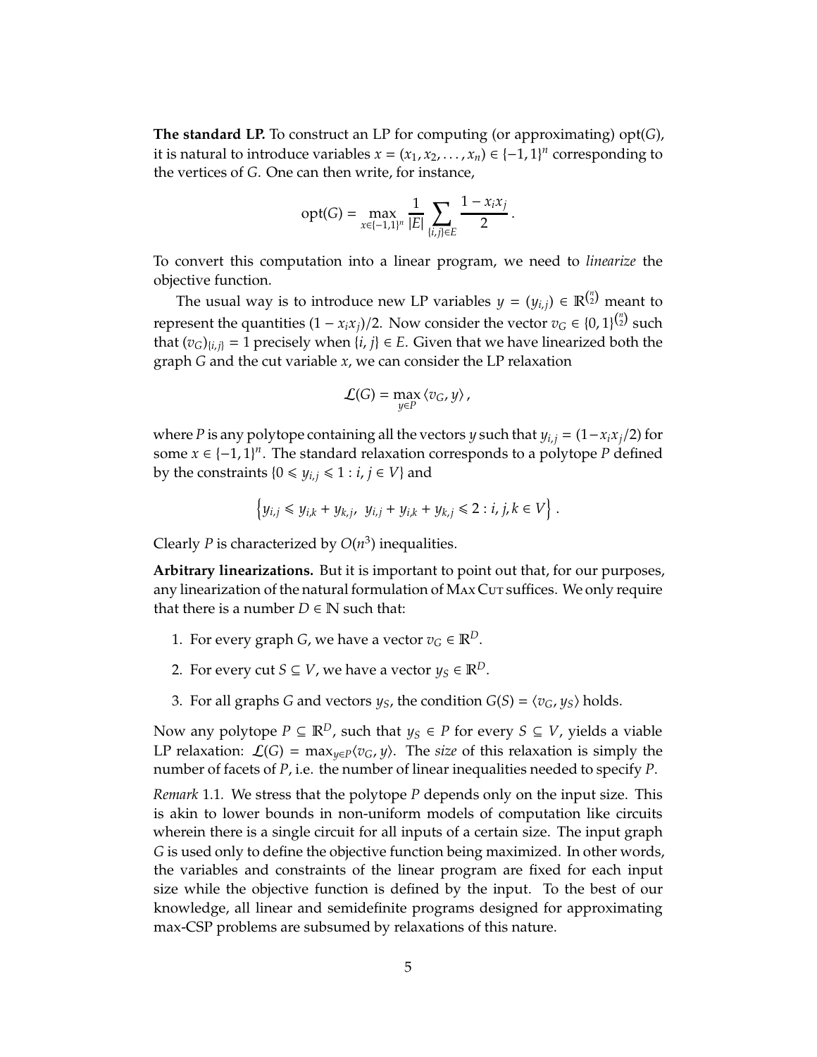**The standard LP.** To construct an LP for computing (or approximating) opt($G$), it is natural to introduce variables $x = (x_1, x_2, \ldots, x_n) \in \{-1, 1\}^n$ corresponding to the vertices of $G$. One can then write, for instance,

$$\mathrm{opt}(G) = \max_{x \in \{-1,1\}^n} \frac{1}{|E|} \sum_{\{i,j\} \in E} \frac{1 - x_i x_j}{2} .$$

To convert this computation into a linear program, we need to *linearize* the objective function.

The usual way is to introduce new LP variables $y = (y_{i,j}) \in \mathbb{R}^{\binom{n}{2}}$ meant to represent the quantities $(1 - x_i x_j)/2$. Now consider the vector $v_G \in \{0, 1\}^{\binom{n}{2}}$ such that $(v_G)_{\{i,j\}} = 1$ precisely when $\{i, j\} \in E$. Given that we have linearized both the graph $G$ and the cut variable $x$, we can consider the LP relaxation

$$\mathcal{L}(G) = \max_{y \in P} \langle v_G, y \rangle ,$$

where $P$ is any polytope containing all the vectors $y$ such that $y_{i,j} = (1 - x_i x_j/2)$ for some $x \in \{-1, 1\}^n$. The standard relaxation corresponds to a polytope $P$ defined by the constraints $\{0 \leqslant y_{i,j} \leqslant 1 : i, j \in V\}$ and

$$\left\{ y_{i,j} \leqslant y_{i,k} + y_{k,j},\ \ y_{i,j} + y_{i,k} + y_{k,j} \leqslant 2 : i, j, k \in V \right\} .$$

Clearly $P$ is characterized by $O(n^3)$ inequalities.

**Arbitrary linearizations.** But it is important to point out that, for our purposes, any linearization of the natural formulation of Max Cut suffices. We only require that there is a number $D \in \mathbb{N}$ such that:

1. For every graph $G$, we have a vector $v_G \in \mathbb{R}^D$.
2. For every cut $S \subseteq V$, we have a vector $y_S \in \mathbb{R}^D$.
3. For all graphs $G$ and vectors $y_S$, the condition $G(S) = \langle v_G, y_S \rangle$ holds.

Now any polytope $P \subseteq \mathbb{R}^D$, such that $y_S \in P$ for every $S \subseteq V$, yields a viable LP relaxation: $\mathcal{L}(G) = \max_{y \in P} \langle v_G, y \rangle$. The *size* of this relaxation is simply the number of facets of $P$, i.e. the number of linear inequalities needed to specify $P$.

*Remark* 1.1. We stress that the polytope $P$ depends only on the input size. This is akin to lower bounds in non-uniform models of computation like circuits wherein there is a single circuit for all inputs of a certain size. The input graph $G$ is used only to define the objective function being maximized. In other words, the variables and constraints of the linear program are fixed for each input size while the objective function is defined by the input. To the best of our knowledge, all linear and semidefinite programs designed for approximating max-CSP problems are subsumed by relaxations of this nature.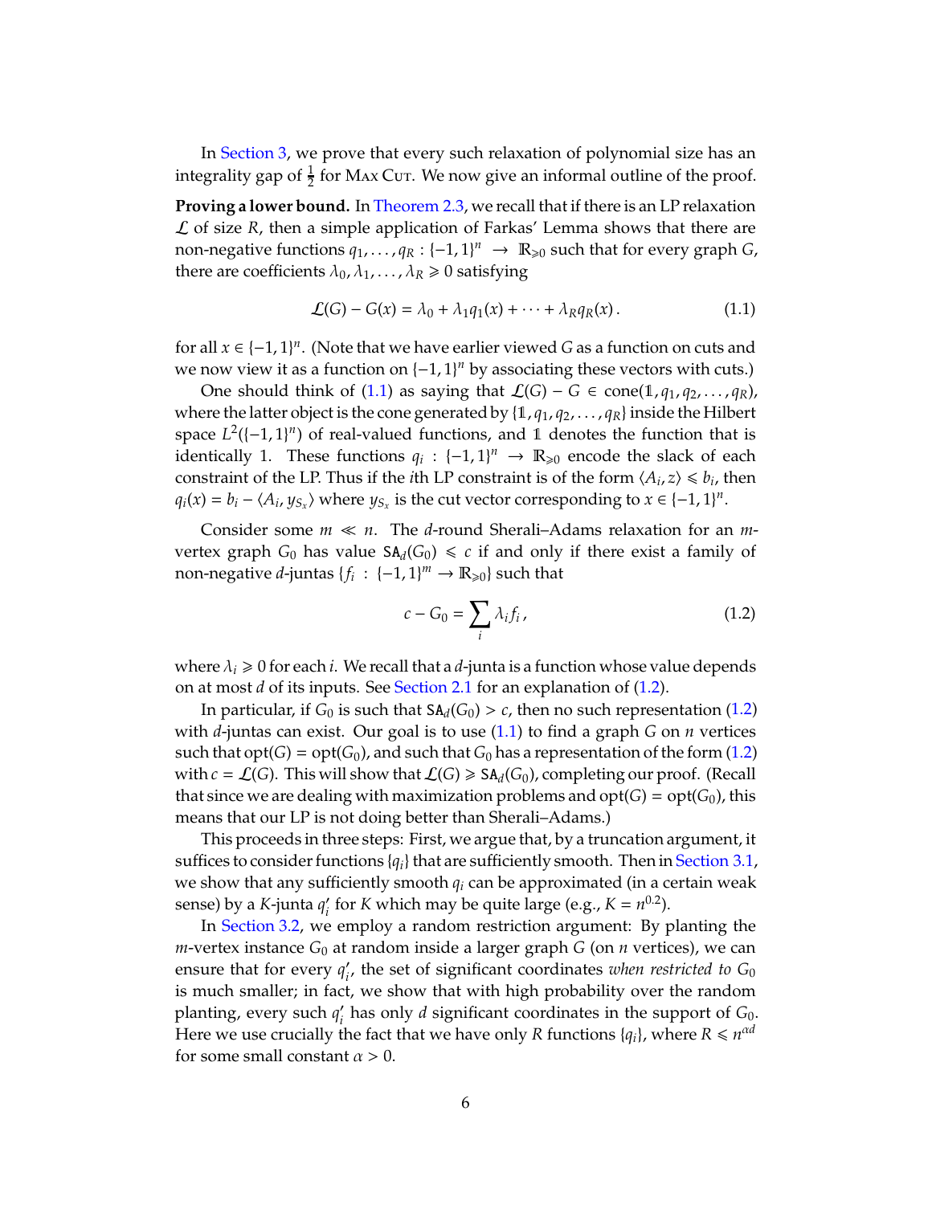In Section 3, we prove that every such relaxation of polynomial size has an integrality gap of $\frac{1}{2}$ for Max Cut. We now give an informal outline of the proof.

**Proving a lower bound.** In Theorem 2.3, we recall that if there is an LP relaxation $\mathcal{L}$ of size $R$, then a simple application of Farkas' Lemma shows that there are non-negative functions $q_1, \ldots, q_R : \{-1,1\}^n \to \mathbb{R}_{\geqslant 0}$ such that for every graph $G$, there are coefficients $\lambda_0, \lambda_1, \ldots, \lambda_R \geqslant 0$ satisfying

$$\mathcal{L}(G) - G(x) = \lambda_0 + \lambda_1 q_1(x) + \cdots + \lambda_R q_R(x)\,. \tag{1.1}$$

for all $x \in \{-1,1\}^n$. (Note that we have earlier viewed $G$ as a function on cuts and we now view it as a function on $\{-1,1\}^n$ by associating these vectors with cuts.)

One should think of (1.1) as saying that $\mathcal{L}(G) - G \in \text{cone}(\mathbb{1}, q_1, q_2, \ldots, q_R)$, where the latter object is the cone generated by $\{\mathbb{1}, q_1, q_2, \ldots, q_R\}$ inside the Hilbert space $L^2(\{-1,1\}^n)$ of real-valued functions, and $\mathbb{1}$ denotes the function that is identically 1. These functions $q_i : \{-1,1\}^n \to \mathbb{R}_{\geqslant 0}$ encode the slack of each constraint of the LP. Thus if the $i$th LP constraint is of the form $\langle A_i, z\rangle \leqslant b_i$, then $q_i(x) = b_i - \langle A_i, y_{S_x}\rangle$ where $y_{S_x}$ is the cut vector corresponding to $x \in \{-1,1\}^n$.

Consider some $m \ll n$. The $d$-round Sherali–Adams relaxation for an $m$-vertex graph $G_0$ has value $\mathtt{SA}_d(G_0) \leqslant c$ if and only if there exist a family of non-negative $d$-juntas $\{f_i : \{-1,1\}^m \to \mathbb{R}_{\geqslant 0}\}$ such that

$$c - G_0 = \sum_i \lambda_i f_i\,, \tag{1.2}$$

where $\lambda_i \geqslant 0$ for each $i$. We recall that a $d$-junta is a function whose value depends on at most $d$ of its inputs. See Section 2.1 for an explanation of (1.2).

In particular, if $G_0$ is such that $\mathtt{SA}_d(G_0) > c$, then no such representation (1.2) with $d$-juntas can exist. Our goal is to use (1.1) to find a graph $G$ on $n$ vertices such that $\text{opt}(G) = \text{opt}(G_0)$, and such that $G_0$ has a representation of the form (1.2) with $c = \mathcal{L}(G)$. This will show that $\mathcal{L}(G) \geqslant \mathtt{SA}_d(G_0)$, completing our proof. (Recall that since we are dealing with maximization problems and $\text{opt}(G) = \text{opt}(G_0)$, this means that our LP is not doing better than Sherali–Adams.)

This proceeds in three steps: First, we argue that, by a truncation argument, it suffices to consider functions $\{q_i\}$ that are sufficiently smooth. Then in Section 3.1, we show that any sufficiently smooth $q_i$ can be approximated (in a certain weak sense) by a $K$-junta $q_i'$ for $K$ which may be quite large (e.g., $K = n^{0.2}$).

In Section 3.2, we employ a random restriction argument: By planting the $m$-vertex instance $G_0$ at random inside a larger graph $G$ (on $n$ vertices), we can ensure that for every $q_i'$, the set of significant coordinates *when restricted to* $G_0$ is much smaller; in fact, we show that with high probability over the random planting, every such $q_i'$ has only $d$ significant coordinates in the support of $G_0$. Here we use crucially the fact that we have only $R$ functions $\{q_i\}$, where $R \leqslant n^{\alpha d}$ for some small constant $\alpha > 0$.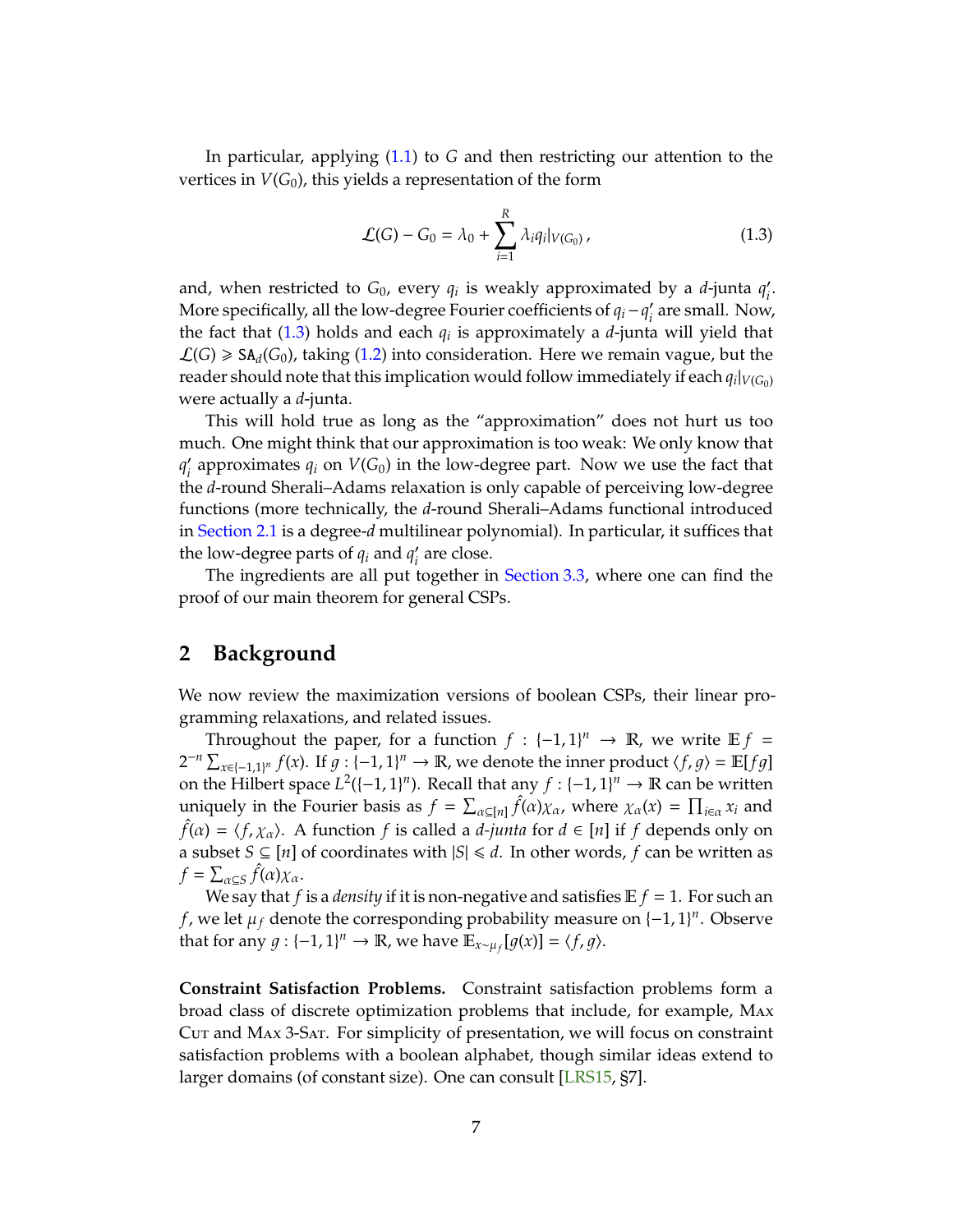In particular, applying (1.1) to $G$ and then restricting our attention to the vertices in $V(G_0)$, this yields a representation of the form

$$\mathcal{L}(G) - G_0 = \lambda_0 + \sum_{i=1}^{R} \lambda_i q_i|_{V(G_0)}\,, \tag{1.3}$$

and, when restricted to $G_0$, every $q_i$ is weakly approximated by a $d$-junta $q_i'$. More specifically, all the low-degree Fourier coefficients of $q_i - q_i'$ are small. Now, the fact that (1.3) holds and each $q_i$ is approximately a $d$-junta will yield that $\mathcal{L}(G) \geqslant \mathtt{SA}_d(G_0)$, taking (1.2) into consideration. Here we remain vague, but the reader should note that this implication would follow immediately if each $q_i|_{V(G_0)}$ were actually a $d$-junta.

This will hold true as long as the "approximation" does not hurt us too much. One might think that our approximation is too weak: We only know that $q_i'$ approximates $q_i$ on $V(G_0)$ in the low-degree part. Now we use the fact that the $d$-round Sherali–Adams relaxation is only capable of perceiving low-degree functions (more technically, the $d$-round Sherali–Adams functional introduced in Section 2.1 is a degree-$d$ multilinear polynomial). In particular, it suffices that the low-degree parts of $q_i$ and $q_i'$ are close.

The ingredients are all put together in Section 3.3, where one can find the proof of our main theorem for general CSPs.

## 2 Background

We now review the maximization versions of boolean CSPs, their linear programming relaxations, and related issues.

Throughout the paper, for a function $f : \{-1,1\}^n \to \mathbb{R}$, we write $\mathbb{E} f = 2^{-n} \sum_{x \in \{-1,1\}^n} f(x)$. If $g : \{-1,1\}^n \to \mathbb{R}$, we denote the inner product $\langle f, g \rangle = \mathbb{E}[fg]$ on the Hilbert space $L^2(\{-1,1\}^n)$. Recall that any $f : \{-1,1\}^n \to \mathbb{R}$ can be written uniquely in the Fourier basis as $f = \sum_{\alpha \subseteq [n]} \hat{f}(\alpha) \chi_\alpha$, where $\chi_\alpha(x) = \prod_{i \in \alpha} x_i$ and $\hat{f}(\alpha) = \langle f, \chi_\alpha \rangle$. A function $f$ is called a *$d$-junta* for $d \in [n]$ if $f$ depends only on a subset $S \subseteq [n]$ of coordinates with $|S| \leqslant d$. In other words, $f$ can be written as $f = \sum_{\alpha \subseteq S} \hat{f}(\alpha) \chi_\alpha$.

We say that $f$ is a *density* if it is non-negative and satisfies $\mathbb{E} f = 1$. For such an $f$, we let $\mu_f$ denote the corresponding probability measure on $\{-1,1\}^n$. Observe that for any $g : \{-1,1\}^n \to \mathbb{R}$, we have $\mathbb{E}_{x \sim \mu_f}[g(x)] = \langle f, g \rangle$.

**Constraint Satisfaction Problems.** Constraint satisfaction problems form a broad class of discrete optimization problems that include, for example, Max Cut and Max 3-Sat. For simplicity of presentation, we will focus on constraint satisfaction problems with a boolean alphabet, though similar ideas extend to larger domains (of constant size). One can consult [LRS15, §7].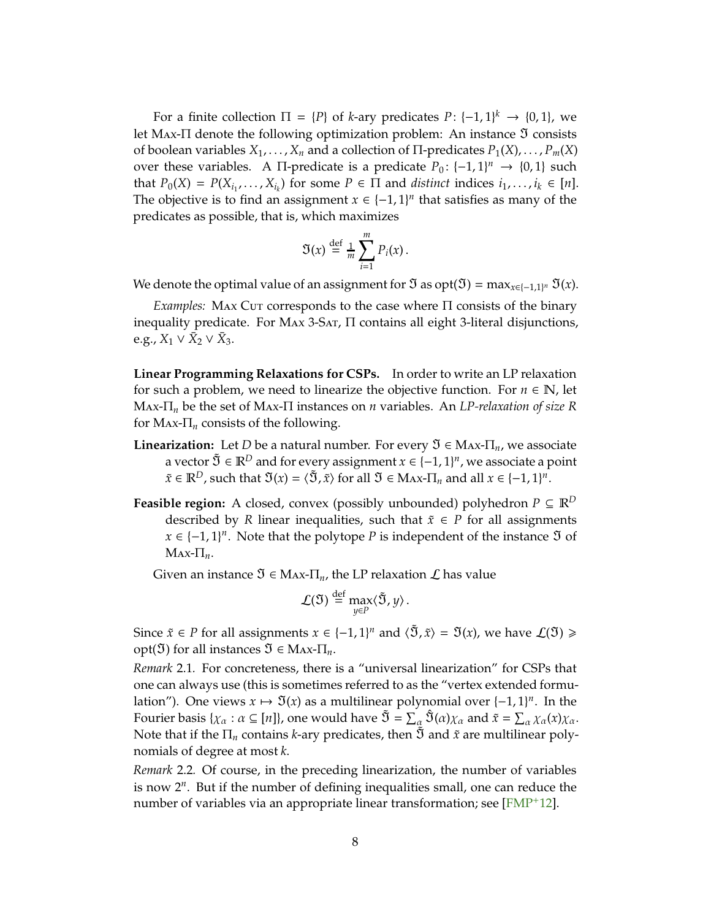For a finite collection $\Pi = \{P\}$ of $k$-ary predicates $P\colon \{-1,1\}^k \to \{0,1\}$, we let Max-$\Pi$ denote the following optimization problem: An instance $\mathfrak{I}$ consists of boolean variables $X_1, \ldots, X_n$ and a collection of $\Pi$-predicates $P_1(X), \ldots, P_m(X)$ over these variables. A $\Pi$-predicate is a predicate $P_0\colon \{-1,1\}^n \to \{0,1\}$ such that $P_0(X) = P(X_{i_1}, \ldots, X_{i_k})$ for some $P \in \Pi$ and *distinct* indices $i_1, \ldots, i_k \in [n]$. The objective is to find an assignment $x \in \{-1,1\}^n$ that satisfies as many of the predicates as possible, that is, which maximizes

$$\mathfrak{I}(x) \stackrel{\text{def}}{=} \frac{1}{m} \sum_{i=1}^{m} P_i(x)\,.$$

We denote the optimal value of an assignment for $\mathfrak{I}$ as $\operatorname{opt}(\mathfrak{I}) = \max_{x \in \{-1,1\}^n} \mathfrak{I}(x)$.

*Examples:* Max Cut corresponds to the case where $\Pi$ consists of the binary inequality predicate. For Max 3-Sat, $\Pi$ contains all eight 3-literal disjunctions, e.g., $X_1 \vee \bar{X}_2 \vee \bar{X}_3$.

**Linear Programming Relaxations for CSPs.** In order to write an LP relaxation for such a problem, we need to linearize the objective function. For $n \in \mathbb{N}$, let Max-$\Pi_n$ be the set of Max-$\Pi$ instances on $n$ variables. An *LP-relaxation of size $R$* for Max-$\Pi_n$ consists of the following.

**Linearization:** Let $D$ be a natural number. For every $\mathfrak{I} \in$ Max-$\Pi_n$, we associate a vector $\tilde{\mathfrak{I}} \in \mathbb{R}^D$ and for every assignment $x \in \{-1,1\}^n$, we associate a point $\tilde{x} \in \mathbb{R}^D$, such that $\mathfrak{I}(x) = \langle \tilde{\mathfrak{I}}, \tilde{x} \rangle$ for all $\mathfrak{I} \in$ Max-$\Pi_n$ and all $x \in \{-1,1\}^n$.

**Feasible region:** A closed, convex (possibly unbounded) polyhedron $P \subseteq \mathbb{R}^D$ described by $R$ linear inequalities, such that $\tilde{x} \in P$ for all assignments $x \in \{-1,1\}^n$. Note that the polytope $P$ is independent of the instance $\mathfrak{I}$ of Max-$\Pi_n$.

Given an instance $\mathfrak{I} \in$ Max-$\Pi_n$, the LP relaxation $\mathcal{L}$ has value

$$\mathcal{L}(\mathfrak{I}) \stackrel{\text{def}}{=} \max_{y \in P} \langle \tilde{\mathfrak{I}}, y \rangle\,.$$

Since $\tilde{x} \in P$ for all assignments $x \in \{-1,1\}^n$ and $\langle \tilde{\mathfrak{I}}, \tilde{x} \rangle = \mathfrak{I}(x)$, we have $\mathcal{L}(\mathfrak{I}) \geqslant \operatorname{opt}(\mathfrak{I})$ for all instances $\mathfrak{I} \in$ Max-$\Pi_n$.

*Remark* 2.1. For concreteness, there is a "universal linearization" for CSPs that one can always use (this is sometimes referred to as the "vertex extended formulation"). One views $x \mapsto \mathfrak{I}(x)$ as a multilinear polynomial over $\{-1,1\}^n$. In the Fourier basis $\{\chi_\alpha : \alpha \subseteq [n]\}$, one would have $\tilde{\mathfrak{I}} = \sum_\alpha \hat{\mathfrak{I}}(\alpha)\chi_\alpha$ and $\tilde{x} = \sum_\alpha \chi_\alpha(x)\chi_\alpha$. Note that if the $\Pi_n$ contains $k$-ary predicates, then $\tilde{\mathfrak{I}}$ and $\tilde{x}$ are multilinear polynomials of degree at most $k$.

*Remark* 2.2. Of course, in the preceding linearization, the number of variables is now $2^n$. But if the number of defining inequalities small, one can reduce the number of variables via an appropriate linear transformation; see [FMP+12].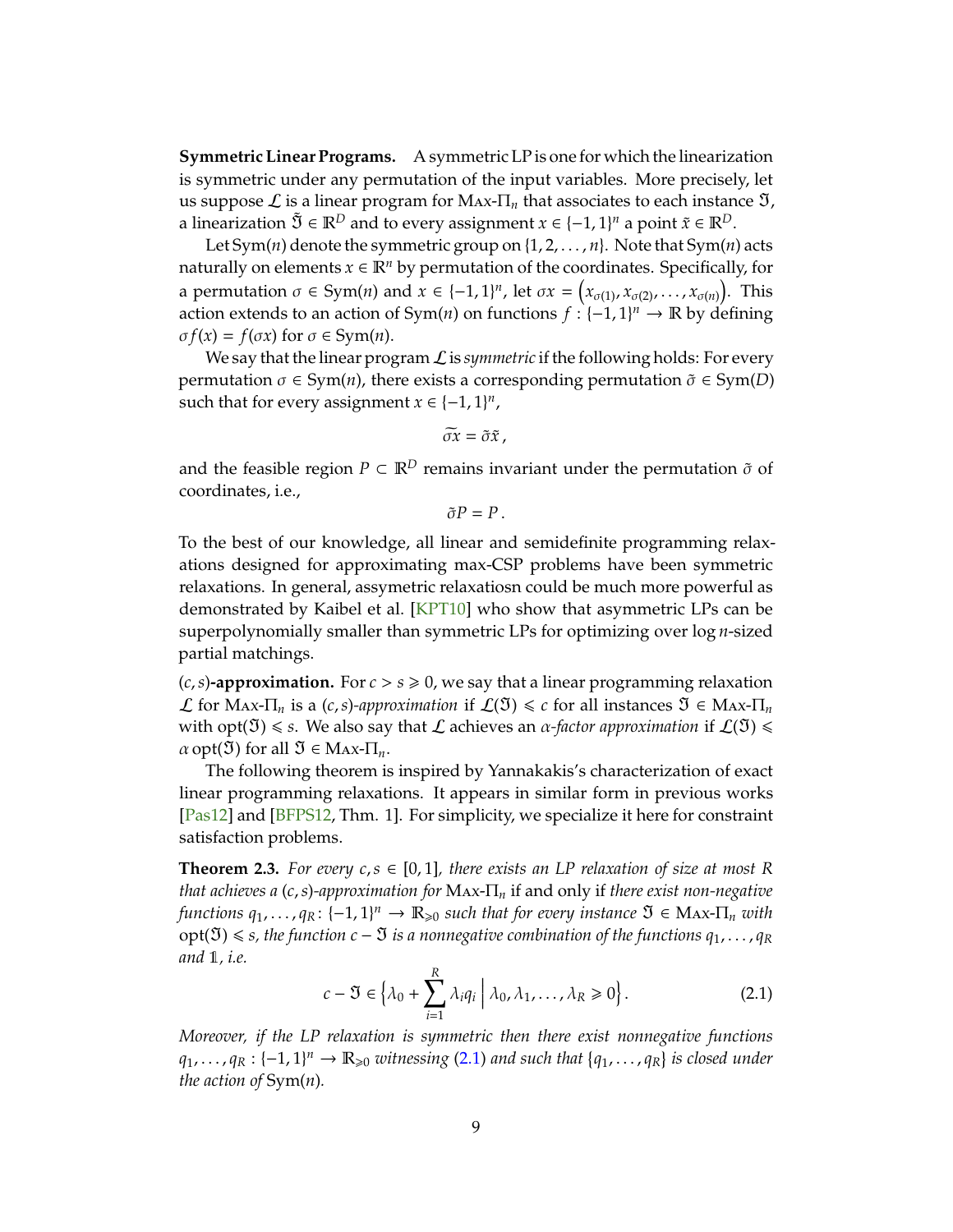**Symmetric Linear Programs.** A symmetric LP is one for which the linearization is symmetric under any permutation of the input variables. More precisely, let us suppose $\mathcal{L}$ is a linear program for $\text{Max-}\Pi_n$ that associates to each instance $\mathfrak{I}$, a linearization $\tilde{\mathfrak{I}} \in \mathbb{R}^D$ and to every assignment $x \in \{-1,1\}^n$ a point $\tilde{x} \in \mathbb{R}^D$.

Let $\text{Sym}(n)$ denote the symmetric group on $\{1,2,\ldots,n\}$. Note that $\text{Sym}(n)$ acts naturally on elements $x \in \mathbb{R}^n$ by permutation of the coordinates. Specifically, for a permutation $\sigma \in \text{Sym}(n)$ and $x \in \{-1,1\}^n$, let $\sigma x = \left(x_{\sigma(1)}, x_{\sigma(2)}, \ldots, x_{\sigma(n)}\right)$. This action extends to an action of $\text{Sym}(n)$ on functions $f : \{-1,1\}^n \to \mathbb{R}$ by defining $\sigma f(x) = f(\sigma x)$ for $\sigma \in \text{Sym}(n)$.

We say that the linear program $\mathcal{L}$ is *symmetric* if the following holds: For every permutation $\sigma \in \text{Sym}(n)$, there exists a corresponding permutation $\tilde{\sigma} \in \text{Sym}(D)$ such that for every assignment $x \in \{-1,1\}^n$,

$$\widetilde{\sigma x} = \tilde{\sigma}\tilde{x}\,,$$

and the feasible region $P \subset \mathbb{R}^D$ remains invariant under the permutation $\tilde{\sigma}$ of coordinates, i.e.,

$$\tilde{\sigma} P = P\,.$$

To the best of our knowledge, all linear and semidefinite programming relaxations designed for approximating max-CSP problems have been symmetric relaxations. In general, assymetric relaxatiosn could be much more powerful as demonstrated by Kaibel et al. [KPT10] who show that asymmetric LPs can be superpolynomially smaller than symmetric LPs for optimizing over $\log n$-sized partial matchings.

**$(c,s)$-approximation.** For $c > s \geqslant 0$, we say that a linear programming relaxation $\mathcal{L}$ for $\text{Max-}\Pi_n$ is a *$(c,s)$-approximation* if $\mathcal{L}(\mathfrak{I}) \leqslant c$ for all instances $\mathfrak{I} \in \text{Max-}\Pi_n$ with $\text{opt}(\mathfrak{I}) \leqslant s$. We also say that $\mathcal{L}$ achieves an *$\alpha$-factor approximation* if $\mathcal{L}(\mathfrak{I}) \leqslant \alpha\,\text{opt}(\mathfrak{I})$ for all $\mathfrak{I} \in \text{Max-}\Pi_n$.

The following theorem is inspired by Yannakakis's characterization of exact linear programming relaxations. It appears in similar form in previous works [Pas12] and [BFPS12, Thm. 1]. For simplicity, we specialize it here for constraint satisfaction problems.

**Theorem 2.3.** *For every $c, s \in [0,1]$, there exists an LP relaxation of size at most $R$ that achieves a $(c,s)$-approximation for $\text{Max-}\Pi_n$* if and only if *there exist non-negative functions $q_1, \ldots, q_R \colon \{-1,1\}^n \to \mathbb{R}_{\geqslant 0}$ such that for every instance $\mathfrak{I} \in \text{Max-}\Pi_n$ with $\text{opt}(\mathfrak{I}) \leqslant s$, the function $c - \mathfrak{I}$ is a nonnegative combination of the functions $q_1, \ldots, q_R$ and $\mathbb{1}$, i.e.*

$$c - \mathfrak{I} \in \left\{ \lambda_0 + \sum_{i=1}^{R} \lambda_i q_i \;\middle|\; \lambda_0, \lambda_1, \ldots, \lambda_R \geqslant 0 \right\}. \tag{2.1}$$

*Moreover, if the LP relaxation is symmetric then there exist nonnegative functions $q_1, \ldots, q_R : \{-1,1\}^n \to \mathbb{R}_{\geqslant 0}$ witnessing (2.1) and such that $\{q_1, \ldots, q_R\}$ is closed under the action of $\text{Sym}(n)$.*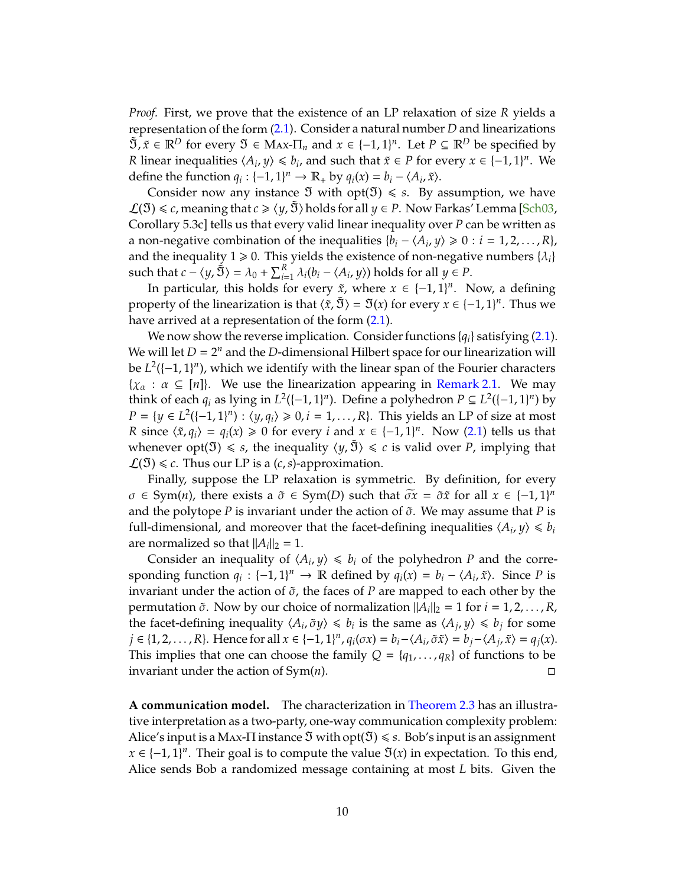*Proof.* First, we prove that the existence of an LP relaxation of size $R$ yields a representation of the form (2.1). Consider a natural number $D$ and linearizations $\tilde{\mathfrak{I}}, \tilde{x} \in \mathbb{R}^D$ for every $\mathfrak{I} \in \text{Max-}\Pi_n$ and $x \in \{-1,1\}^n$. Let $P \subseteq \mathbb{R}^D$ be specified by $R$ linear inequalities $\langle A_i, y \rangle \leqslant b_i$, and such that $\tilde{x} \in P$ for every $x \in \{-1,1\}^n$. We define the function $q_i : \{-1,1\}^n \to \mathbb{R}_+$ by $q_i(x) = b_i - \langle A_i, \tilde{x} \rangle$.

Consider now any instance $\mathfrak{I}$ with $\text{opt}(\mathfrak{I}) \leqslant s$. By assumption, we have $\mathcal{L}(\mathfrak{I}) \leqslant c$, meaning that $c \geqslant \langle y, \tilde{\mathfrak{I}} \rangle$ holds for all $y \in P$. Now Farkas' Lemma [Sch03, Corollary 5.3c] tells us that every valid linear inequality over $P$ can be written as a non-negative combination of the inequalities $\{b_i - \langle A_i, y \rangle \geqslant 0 : i = 1, 2, \ldots, R\}$, and the inequality $1 \geqslant 0$. This yields the existence of non-negative numbers $\{\lambda_i\}$ such that $c - \langle y, \tilde{\mathfrak{I}} \rangle = \lambda_0 + \sum_{i=1}^R \lambda_i (b_i - \langle A_i, y \rangle)$ holds for all $y \in P$.

In particular, this holds for every $\tilde{x}$, where $x \in \{-1,1\}^n$. Now, a defining property of the linearization is that $\langle \tilde{x}, \tilde{\mathfrak{I}} \rangle = \mathfrak{I}(x)$ for every $x \in \{-1,1\}^n$. Thus we have arrived at a representation of the form (2.1).

We now show the reverse implication. Consider functions $\{q_i\}$ satisfying (2.1). We will let $D = 2^n$ and the $D$-dimensional Hilbert space for our linearization will be $L^2(\{-1,1\}^n)$, which we identify with the linear span of the Fourier characters $\{\chi_\alpha : \alpha \subseteq [n]\}$. We use the linearization appearing in Remark 2.1. We may think of each $q_i$ as lying in $L^2(\{-1,1\}^n)$. Define a polyhedron $P \subseteq L^2(\{-1,1\}^n)$ by $P = \{y \in L^2(\{-1,1\}^n) : \langle y, q_i \rangle \geqslant 0, i = 1, \ldots, R\}$. This yields an LP of size at most $R$ since $\langle \tilde{x}, q_i \rangle = q_i(x) \geqslant 0$ for every $i$ and $x \in \{-1,1\}^n$. Now (2.1) tells us that whenever $\text{opt}(\mathfrak{I}) \leqslant s$, the inequality $\langle y, \tilde{\mathfrak{I}} \rangle \leqslant c$ is valid over $P$, implying that $\mathcal{L}(\mathfrak{I}) \leqslant c$. Thus our LP is a $(c,s)$-approximation.

Finally, suppose the LP relaxation is symmetric. By definition, for every $\sigma \in \text{Sym}(n)$, there exists a $\tilde{\sigma} \in \text{Sym}(D)$ such that $\widetilde{\sigma x} = \tilde{\sigma}\tilde{x}$ for all $x \in \{-1,1\}^n$ and the polytope $P$ is invariant under the action of $\tilde{\sigma}$. We may assume that $P$ is full-dimensional, and moreover that the facet-defining inequalities $\langle A_i, y \rangle \leqslant b_i$ are normalized so that $\|A_i\|_2 = 1$.

Consider an inequality of $\langle A_i, y \rangle \leqslant b_i$ of the polyhedron $P$ and the corresponding function $q_i : \{-1,1\}^n \to \mathbb{R}$ defined by $q_i(x) = b_i - \langle A_i, \tilde{x} \rangle$. Since $P$ is invariant under the action of $\tilde{\sigma}$, the faces of $P$ are mapped to each other by the permutation $\tilde{\sigma}$. Now by our choice of normalization $\|A_i\|_2 = 1$ for $i = 1, 2, \ldots, R$, the facet-defining inequality $\langle A_i, \tilde{\sigma} y \rangle \leqslant b_i$ is the same as $\langle A_j, y \rangle \leqslant b_j$ for some $j \in \{1, 2, \ldots, R\}$. Hence for all $x \in \{-1,1\}^n$, $q_i(\sigma x) = b_i - \langle A_i, \tilde{\sigma}\tilde{x} \rangle = b_j - \langle A_j, \tilde{x} \rangle = q_j(x)$. This implies that one can choose the family $Q = \{q_1, \ldots, q_R\}$ of functions to be invariant under the action of $\text{Sym}(n)$. □

**A communication model.** The characterization in Theorem 2.3 has an illustrative interpretation as a two-party, one-way communication complexity problem: Alice's input is a Max-$\Pi$ instance $\mathfrak{I}$ with $\text{opt}(\mathfrak{I}) \leqslant s$. Bob's input is an assignment $x \in \{-1,1\}^n$. Their goal is to compute the value $\mathfrak{I}(x)$ in expectation. To this end, Alice sends Bob a randomized message containing at most $L$ bits. Given the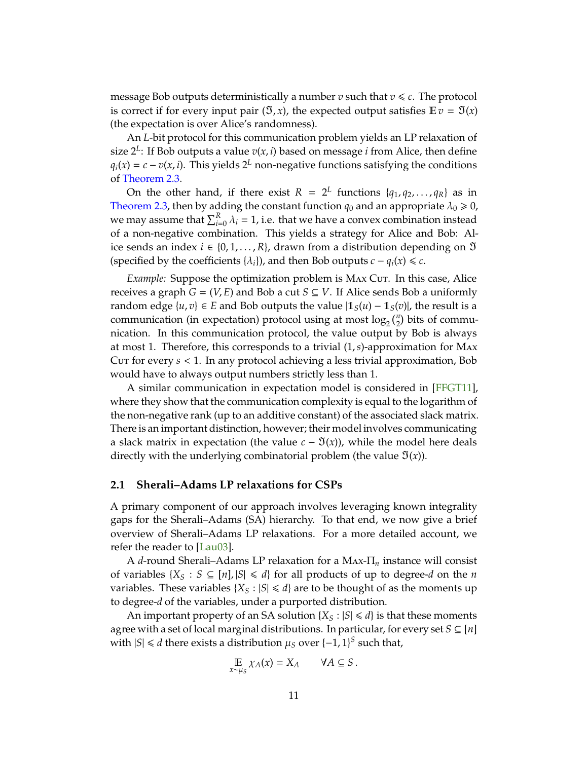message Bob outputs deterministically a number $v$ such that $v \leqslant c$. The protocol is correct if for every input pair $(\mathfrak{I}, x)$, the expected output satisfies $\mathbb{E}\, v = \mathfrak{I}(x)$ (the expectation is over Alice's randomness).

An $L$-bit protocol for this communication problem yields an LP relaxation of size $2^L$: If Bob outputs a value $v(x,i)$ based on message $i$ from Alice, then define $q_i(x) = c - v(x,i)$. This yields $2^L$ non-negative functions satisfying the conditions of Theorem 2.3.

On the other hand, if there exist $R = 2^L$ functions $\{q_1, q_2, \ldots, q_R\}$ as in Theorem 2.3, then by adding the constant function $q_0$ and an appropriate $\lambda_0 \geqslant 0$, we may assume that $\sum_{i=0}^{R} \lambda_i = 1$, i.e. that we have a convex combination instead of a non-negative combination. This yields a strategy for Alice and Bob: Alice sends an index $i \in \{0, 1, \ldots, R\}$, drawn from a distribution depending on $\mathfrak{I}$ (specified by the coefficients $\{\lambda_i\}$), and then Bob outputs $c - q_i(x) \leqslant c$.

*Example:* Suppose the optimization problem is Max Cut. In this case, Alice receives a graph $G = (V, E)$ and Bob a cut $S \subseteq V$. If Alice sends Bob a uniformly random edge $\{u, v\} \in E$ and Bob outputs the value $|\mathbb{1}_S(u) - \mathbb{1}_S(v)|$, the result is a communication (in expectation) protocol using at most $\log_2 \binom{n}{2}$ bits of communication. In this communication protocol, the value output by Bob is always at most 1. Therefore, this corresponds to a trivial $(1, s)$-approximation for Max Cut for every $s < 1$. In any protocol achieving a less trivial approximation, Bob would have to always output numbers strictly less than 1.

A similar communication in expectation model is considered in [FFGT11], where they show that the communication complexity is equal to the logarithm of the non-negative rank (up to an additive constant) of the associated slack matrix. There is an important distinction, however; their model involves communicating a slack matrix in expectation (the value $c - \mathfrak{I}(x)$), while the model here deals directly with the underlying combinatorial problem (the value $\mathfrak{I}(x)$).

## 2.1 Sherali–Adams LP relaxations for CSPs

A primary component of our approach involves leveraging known integrality gaps for the Sherali–Adams (SA) hierarchy. To that end, we now give a brief overview of Sherali–Adams LP relaxations. For a more detailed account, we refer the reader to [Lau03].

A $d$-round Sherali–Adams LP relaxation for a Max-$\Pi_n$ instance will consist of variables $\{X_S : S \subseteq [n], |S| \leqslant d\}$ for all products of up to degree-$d$ on the $n$ variables. These variables $\{X_S : |S| \leqslant d\}$ are to be thought of as the moments up to degree-$d$ of the variables, under a purported distribution.

An important property of an SA solution $\{X_S : |S| \leqslant d\}$ is that these moments agree with a set of local marginal distributions. In particular, for every set $S \subseteq [n]$ with $|S| \leqslant d$ there exists a distribution $\mu_S$ over $\{-1, 1\}^S$ such that,

$$\mathop{\mathbb{E}}_{x \sim \mu_S} \chi_A(x) = X_A \qquad \forall A \subseteq S\,.$$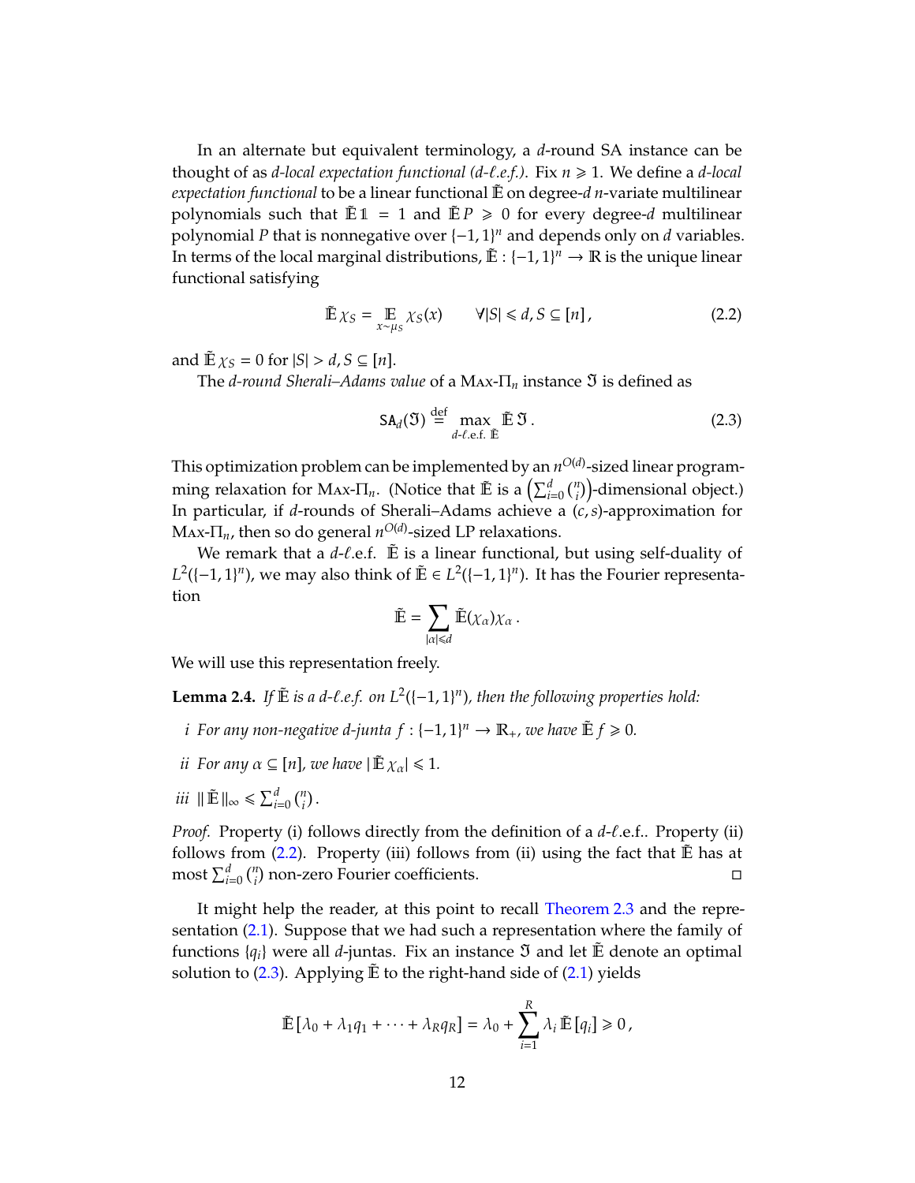In an alternate but equivalent terminology, a $d$-round SA instance can be thought of as *$d$-local expectation functional ($d$-ℓ.e.f.)*. Fix $n \geqslant 1$. We define a *$d$-local expectation functional* to be a linear functional $\tilde{\mathbb{E}}$ on degree-$d$ $n$-variate multilinear polynomials such that $\tilde{\mathbb{E}}\, \mathbb{1} = 1$ and $\tilde{\mathbb{E}}\, P \geqslant 0$ for every degree-$d$ multilinear polynomial $P$ that is nonnegative over $\{-1,1\}^n$ and depends only on $d$ variables. In terms of the local marginal distributions, $\tilde{\mathbb{E}} : \{-1,1\}^n \to \mathbb{R}$ is the unique linear functional satisfying

$$\tilde{\mathbb{E}}\, \chi_S = \mathop{\mathbb{E}}_{x \sim \mu_S} \chi_S(x) \qquad \forall |S| \leqslant d, S \subseteq [n]\,, \tag{2.2}$$

and $\tilde{\mathbb{E}}\, \chi_S = 0$ for $|S| > d, S \subseteq [n]$.

The *$d$-round Sherali–Adams value* of a Max-$\Pi_n$ instance $\mathfrak{I}$ is defined as

$$\mathsf{SA}_d(\mathfrak{I}) \overset{\text{def}}{=} \max_{d\text{-}\ell\text{.e.f. } \tilde{\mathbb{E}}} \tilde{\mathbb{E}}\, \mathfrak{I}\,. \tag{2.3}$$

This optimization problem can be implemented by an $n^{O(d)}$-sized linear programming relaxation for Max-$\Pi_n$. (Notice that $\tilde{\mathbb{E}}$ is a $\left(\sum_{i=0}^{d} \binom{n}{i}\right)$-dimensional object.) In particular, if $d$-rounds of Sherali–Adams achieve a $(c,s)$-approximation for Max-$\Pi_n$, then so do general $n^{O(d)}$-sized LP relaxations.

We remark that a $d$-ℓ.e.f. $\tilde{\mathbb{E}}$ is a linear functional, but using self-duality of $L^2(\{-1,1\}^n)$, we may also think of $\tilde{\mathbb{E}} \in L^2(\{-1,1\}^n)$. It has the Fourier representation

$$\tilde{\mathbb{E}} = \sum_{|\alpha| \leqslant d} \tilde{\mathbb{E}}(\chi_\alpha)\chi_\alpha\,.$$

We will use this representation freely.

**Lemma 2.4.** *If $\tilde{\mathbb{E}}$ is a $d$-ℓ.e.f. on $L^2(\{-1,1\}^n)$, then the following properties hold:*

*i For any non-negative $d$-junta $f : \{-1,1\}^n \to \mathbb{R}_+$, we have $\tilde{\mathbb{E}}\, f \geqslant 0$.*

*ii For any $\alpha \subseteq [n]$, we have $|\tilde{\mathbb{E}}\, \chi_\alpha| \leqslant 1$.*

*iii $\|\tilde{\mathbb{E}}\|_\infty \leqslant \sum_{i=0}^{d} \binom{n}{i}$.*

*Proof.* Property (i) follows directly from the definition of a $d$-ℓ.e.f.. Property (ii) follows from (2.2). Property (iii) follows from (ii) using the fact that $\tilde{\mathbb{E}}$ has at most $\sum_{i=0}^{d} \binom{n}{i}$ non-zero Fourier coefficients. ◻

It might help the reader, at this point to recall Theorem 2.3 and the representation (2.1). Suppose that we had such a representation where the family of functions $\{q_i\}$ were all $d$-juntas. Fix an instance $\mathfrak{I}$ and let $\tilde{\mathbb{E}}$ denote an optimal solution to (2.3). Applying $\tilde{\mathbb{E}}$ to the right-hand side of (2.1) yields

$$\tilde{\mathbb{E}}\left[\lambda_0 + \lambda_1 q_1 + \cdots + \lambda_R q_R\right] = \lambda_0 + \sum_{i=1}^{R} \lambda_i\, \tilde{\mathbb{E}}\left[q_i\right] \geqslant 0\,,$$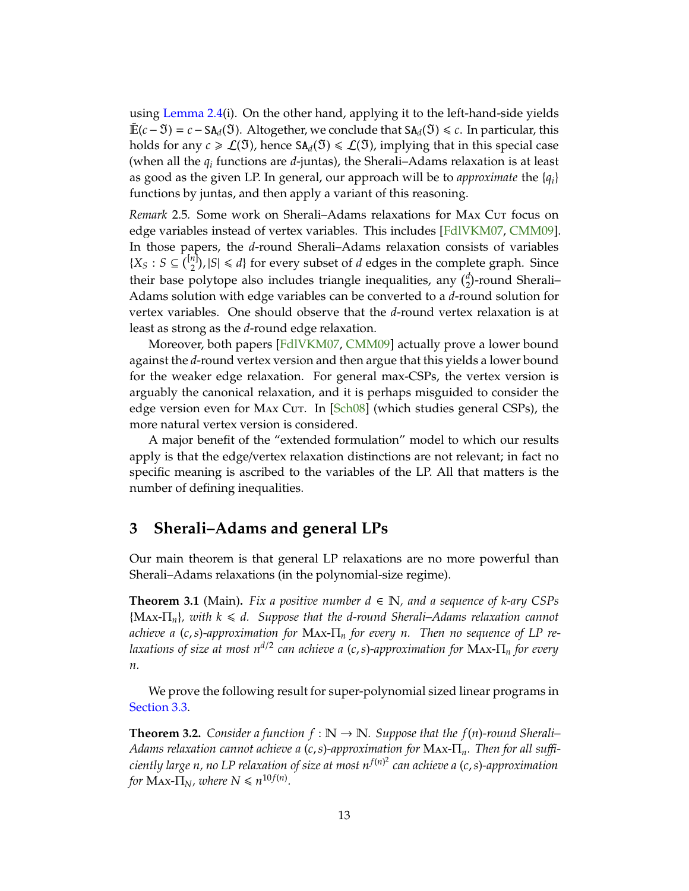using Lemma 2.4(i). On the other hand, applying it to the left-hand-side yields $\tilde{\mathbb{E}}(c - \mathfrak{I}) = c - \mathsf{SA}_d(\mathfrak{I})$. Altogether, we conclude that $\mathsf{SA}_d(\mathfrak{I}) \leqslant c$. In particular, this holds for any $c \geqslant \mathcal{L}(\mathfrak{I})$, hence $\mathsf{SA}_d(\mathfrak{I}) \leqslant \mathcal{L}(\mathfrak{I})$, implying that in this special case (when all the $q_i$ functions are $d$-juntas), the Sherali–Adams relaxation is at least as good as the given LP. In general, our approach will be to *approximate* the $\{q_i\}$ functions by juntas, and then apply a variant of this reasoning.

*Remark* 2.5. Some work on Sherali–Adams relaxations for Max Cut focus on edge variables instead of vertex variables. This includes [FdlVKM07, CMM09]. In those papers, the $d$-round Sherali–Adams relaxation consists of variables $\{X_S : S \subseteq \binom{[n]}{2}, |S| \leqslant d\}$ for every subset of $d$ edges in the complete graph. Since their base polytope also includes triangle inequalities, any $\binom{d}{2}$-round Sherali–Adams solution with edge variables can be converted to a $d$-round solution for vertex variables. One should observe that the $d$-round vertex relaxation is at least as strong as the $d$-round edge relaxation.

Moreover, both papers [FdlVKM07, CMM09] actually prove a lower bound against the $d$-round vertex version and then argue that this yields a lower bound for the weaker edge relaxation. For general max-CSPs, the vertex version is arguably the canonical relaxation, and it is perhaps misguided to consider the edge version even for Max Cut. In [Sch08] (which studies general CSPs), the more natural vertex version is considered.

A major benefit of the "extended formulation" model to which our results apply is that the edge/vertex relaxation distinctions are not relevant; in fact no specific meaning is ascribed to the variables of the LP. All that matters is the number of defining inequalities.

# 3 Sherali–Adams and general LPs

Our main theorem is that general LP relaxations are no more powerful than Sherali–Adams relaxations (in the polynomial-size regime).

**Theorem 3.1** (Main)**.** *Fix a positive number $d \in \mathbb{N}$, and a sequence of $k$-ary CSPs $\{\text{Max-}\Pi_n\}$, with $k \leqslant d$. Suppose that the $d$-round Sherali–Adams relaxation cannot achieve a $(c, s)$-approximation for Max-$\Pi_n$ for every $n$. Then no sequence of LP relaxations of size at most $n^{d/2}$ can achieve a $(c, s)$-approximation for Max-$\Pi_n$ for every $n$.*

We prove the following result for super-polynomial sized linear programs in Section 3.3.

**Theorem 3.2.** *Consider a function $f : \mathbb{N} \to \mathbb{N}$. Suppose that the $f(n)$-round Sherali–Adams relaxation cannot achieve a $(c, s)$-approximation for Max-$\Pi_n$. Then for all sufficiently large $n$, no LP relaxation of size at most $n^{f(n)^2}$ can achieve a $(c, s)$-approximation for Max-$\Pi_N$, where $N \leqslant n^{10 f(n)}$.*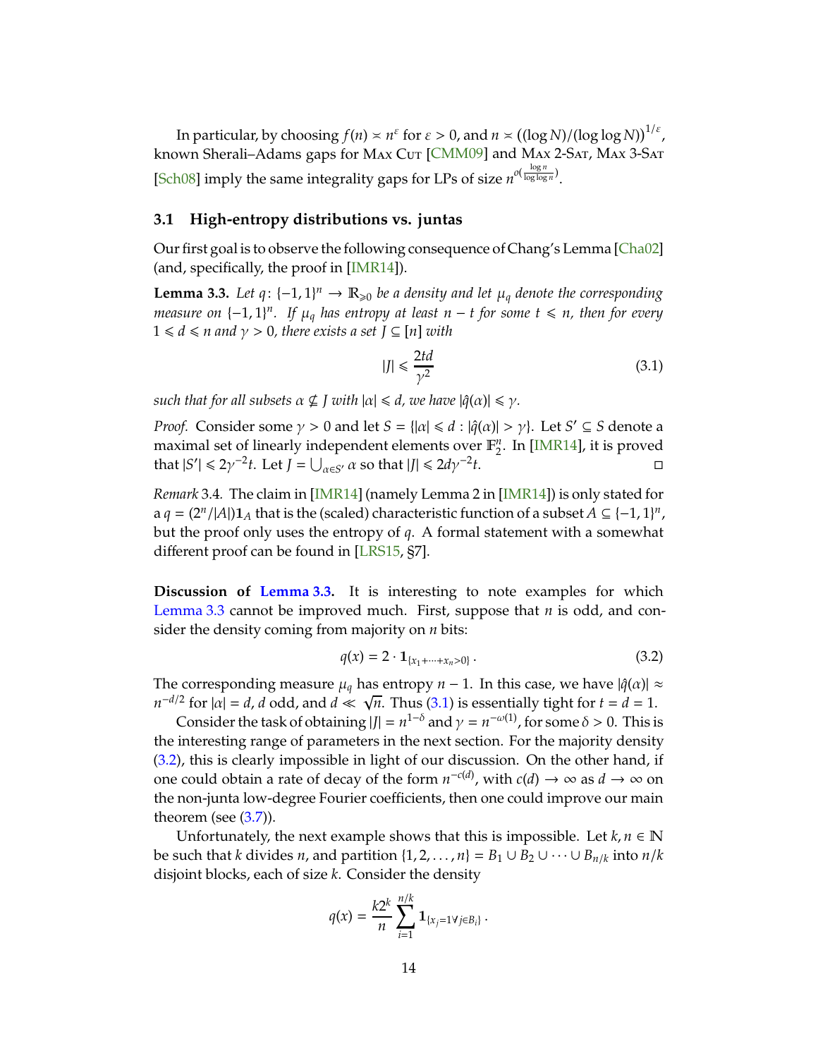In particular, by choosing $f(n) \asymp n^{\varepsilon}$ for $\varepsilon > 0$, and $n \asymp ((\log N)/(\log\log N))^{1/\varepsilon}$, known Sherali–Adams gaps for Max Cut [CMM09] and Max 2-Sat, Max 3-Sat [Sch08] imply the same integrality gaps for LPs of size $n^{o(\frac{\log n}{\log\log n})}$.

### 3.1 High-entropy distributions vs. juntas

Our first goal is to observe the following consequence of Chang's Lemma [Cha02] (and, specifically, the proof in [IMR14]).

**Lemma 3.3.** *Let $q\colon \{-1,1\}^n \to \mathbb{R}_{\geqslant 0}$ be a density and let $\mu_q$ denote the corresponding measure on $\{-1,1\}^n$. If $\mu_q$ has entropy at least $n-t$ for some $t \leqslant n$, then for every $1 \leqslant d \leqslant n$ and $\gamma > 0$, there exists a set $J \subseteq [n]$ with*

$$|J| \leqslant \frac{2td}{\gamma^2} \tag{3.1}$$

*such that for all subsets $\alpha \not\subseteq J$ with $|\alpha| \leqslant d$, we have $|\hat{q}(\alpha)| \leqslant \gamma$.*

*Proof.* Consider some $\gamma > 0$ and let $S = \{|\alpha| \leqslant d : |\hat{q}(\alpha)| > \gamma\}$. Let $S' \subseteq S$ denote a maximal set of linearly independent elements over $\mathbb{F}_2^n$. In [IMR14], it is proved that $|S'| \leqslant 2\gamma^{-2}t$. Let $J = \bigcup_{\alpha \in S'} \alpha$ so that $|J| \leqslant 2d\gamma^{-2}t$. □

*Remark* 3.4. The claim in [IMR14] (namely Lemma 2 in [IMR14]) is only stated for a $q = (2^n/|A|)\mathbf{1}_A$ that is the (scaled) characteristic function of a subset $A \subseteq \{-1,1\}^n$, but the proof only uses the entropy of $q$. A formal statement with a somewhat different proof can be found in [LRS15, §7].

**Discussion of Lemma 3.3.** It is interesting to note examples for which Lemma 3.3 cannot be improved much. First, suppose that $n$ is odd, and consider the density coming from majority on $n$ bits:

$$q(x) = 2 \cdot \mathbf{1}_{\{x_1 + \cdots + x_n > 0\}}\,. \tag{3.2}$$

The corresponding measure $\mu_q$ has entropy $n-1$. In this case, we have $|\hat{q}(\alpha)| \approx n^{-d/2}$ for $|\alpha| = d$, $d$ odd, and $d \ll \sqrt{n}$. Thus (3.1) is essentially tight for $t = d = 1$.

Consider the task of obtaining $|J| = n^{1-\delta}$ and $\gamma = n^{-\omega(1)}$, for some $\delta > 0$. This is the interesting range of parameters in the next section. For the majority density (3.2), this is clearly impossible in light of our discussion. On the other hand, if one could obtain a rate of decay of the form $n^{-c(d)}$, with $c(d) \to \infty$ as $d \to \infty$ on the non-junta low-degree Fourier coefficients, then one could improve our main theorem (see (3.7)).

Unfortunately, the next example shows that this is impossible. Let $k, n \in \mathbb{N}$ be such that $k$ divides $n$, and partition $\{1, 2, \ldots, n\} = B_1 \cup B_2 \cup \cdots \cup B_{n/k}$ into $n/k$ disjoint blocks, each of size $k$. Consider the density

$$q(x) = \frac{k2^k}{n} \sum_{i=1}^{n/k} \mathbf{1}_{\{x_j = 1 \forall j \in B_i\}}\,.$$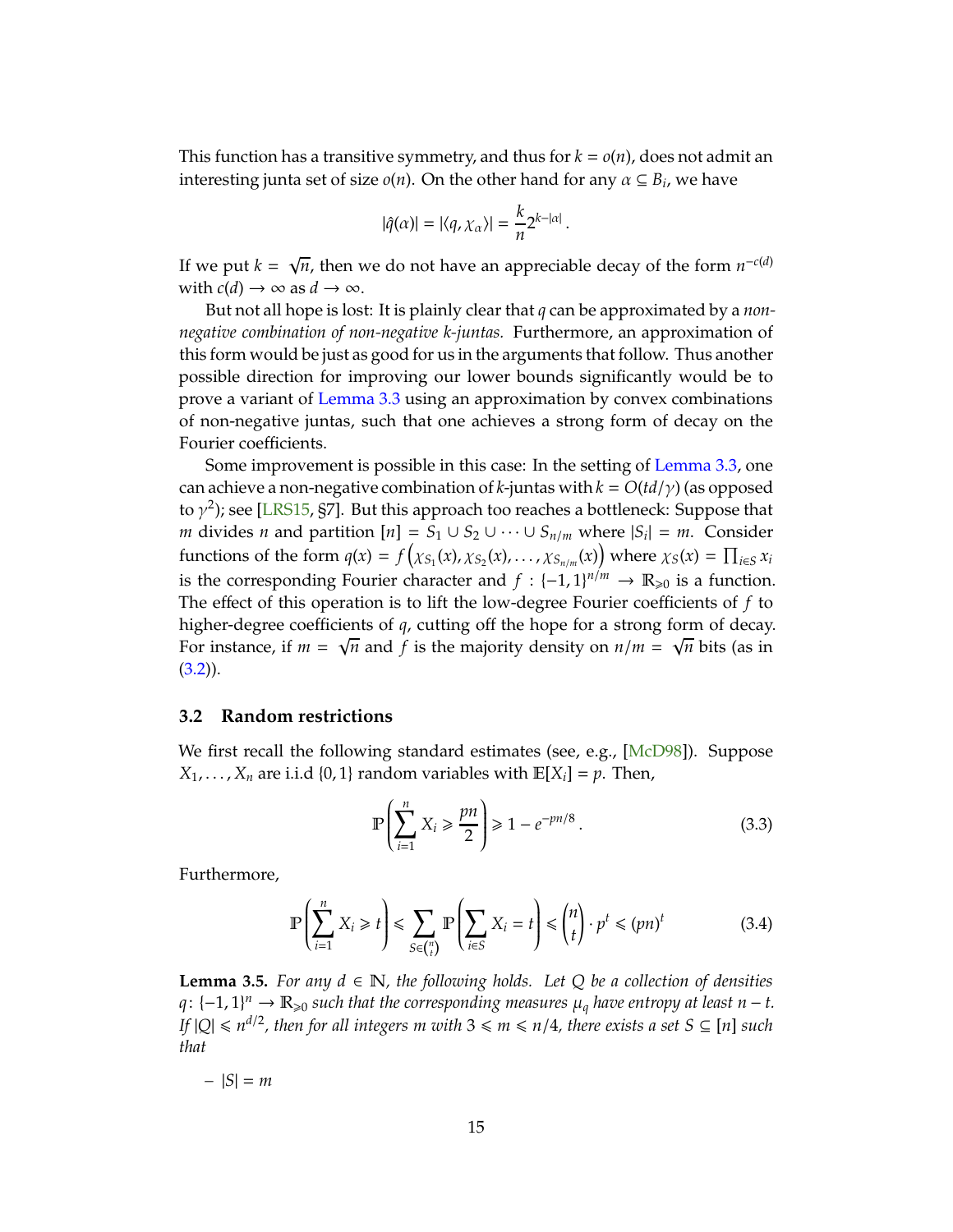This function has a transitive symmetry, and thus for $k = o(n)$, does not admit an interesting junta set of size $o(n)$. On the other hand for any $\alpha \subseteq B_i$, we have

$$|\hat{q}(\alpha)| = |\langle q, \chi_\alpha \rangle| = \frac{k}{n} 2^{k-|\alpha|}\,.$$

If we put $k = \sqrt{n}$, then we do not have an appreciable decay of the form $n^{-c(d)}$ with $c(d) \to \infty$ as $d \to \infty$.

But not all hope is lost: It is plainly clear that $q$ can be approximated by a *non-negative combination of non-negative k-juntas.* Furthermore, an approximation of this form would be just as good for us in the arguments that follow. Thus another possible direction for improving our lower bounds significantly would be to prove a variant of Lemma 3.3 using an approximation by convex combinations of non-negative juntas, such that one achieves a strong form of decay on the Fourier coefficients.

Some improvement is possible in this case: In the setting of Lemma 3.3, one can achieve a non-negative combination of $k$-juntas with $k = O(td/\gamma)$ (as opposed to $\gamma^2$); see [LRS15, §7]. But this approach too reaches a bottleneck: Suppose that $m$ divides $n$ and partition $[n] = S_1 \cup S_2 \cup \cdots \cup S_{n/m}$ where $|S_i| = m$. Consider functions of the form $q(x) = f\left(\chi_{S_1}(x), \chi_{S_2}(x), \ldots, \chi_{S_{n/m}}(x)\right)$ where $\chi_S(x) = \prod_{i \in S} x_i$ is the corresponding Fourier character and $f : \{-1,1\}^{n/m} \to \mathbb{R}_{\geqslant 0}$ is a function. The effect of this operation is to lift the low-degree Fourier coefficients of $f$ to higher-degree coefficients of $q$, cutting off the hope for a strong form of decay. For instance, if $m = \sqrt{n}$ and $f$ is the majority density on $n/m = \sqrt{n}$ bits (as in (3.2)).

## 3.2 Random restrictions

We first recall the following standard estimates (see, e.g., [McD98]). Suppose $X_1, \ldots, X_n$ are i.i.d $\{0,1\}$ random variables with $\mathbb{E}[X_i] = p$. Then,

$$\mathbb{P}\left(\sum_{i=1}^{n} X_i \geqslant \frac{pn}{2}\right) \geqslant 1 - e^{-pn/8}\,. \tag{3.3}$$

Furthermore,

$$\mathbb{P}\left(\sum_{i=1}^{n} X_i \geqslant t\right) \leqslant \sum_{S \in \binom{n}{t}} \mathbb{P}\left(\sum_{i \in S} X_i = t\right) \leqslant \binom{n}{t} \cdot p^t \leqslant (pn)^t \tag{3.4}$$

**Lemma 3.5.** *For any $d \in \mathbb{N}$, the following holds. Let $Q$ be a collection of densities $q \colon \{-1,1\}^n \to \mathbb{R}_{\geqslant 0}$ such that the corresponding measures $\mu_q$ have entropy at least $n - t$. If $|Q| \leqslant n^{d/2}$, then for all integers $m$ with $3 \leqslant m \leqslant n/4$, there exists a set $S \subseteq [n]$ such that*

– $|S| = m$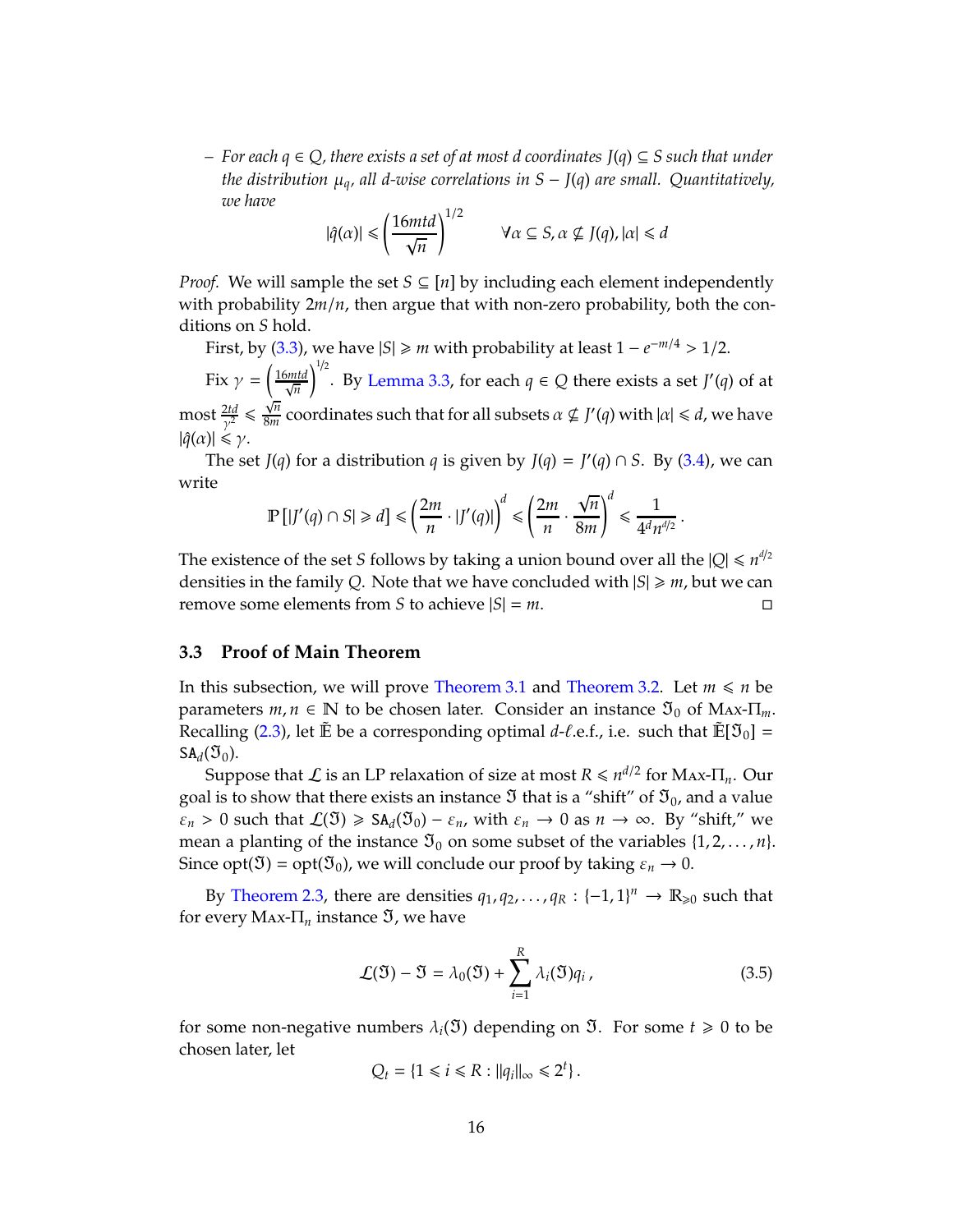– *For each $q \in Q$, there exists a set of at most $d$ coordinates $J(q) \subseteq S$ such that under the distribution $\mu_q$, all $d$-wise correlations in $S - J(q)$ are small. Quantitatively, we have*

$$|\hat{q}(\alpha)| \leqslant \left(\frac{16mtd}{\sqrt{n}}\right)^{1/2} \qquad \forall \alpha \subseteq S, \alpha \nsubseteq J(q), |\alpha| \leqslant d$$

*Proof.* We will sample the set $S \subseteq [n]$ by including each element independently with probability $2m/n$, then argue that with non-zero probability, both the conditions on $S$ hold.

First, by (3.3), we have $|S| \geqslant m$ with probability at least $1 - e^{-m/4} > 1/2$.

Fix $\gamma = \left(\frac{16mtd}{\sqrt{n}}\right)^{1/2}$. By Lemma 3.3, for each $q \in Q$ there exists a set $J'(q)$ of at most $\frac{2td}{\gamma^2} \leqslant \frac{\sqrt{n}}{8m}$ coordinates such that for all subsets $\alpha \nsubseteq J'(q)$ with $|\alpha| \leqslant d$, we have $|\hat{q}(\alpha)| \leqslant \gamma$.

The set $J(q)$ for a distribution $q$ is given by $J(q) = J'(q) \cap S$. By (3.4), we can write

$$\mathbb{P}\left[|J'(q) \cap S| \geqslant d\right] \leqslant \left(\frac{2m}{n} \cdot |J'(q)|\right)^d \leqslant \left(\frac{2m}{n} \cdot \frac{\sqrt{n}}{8m}\right)^d \leqslant \frac{1}{4^d n^{d/2}}\,.$$

The existence of the set $S$ follows by taking a union bound over all the $|Q| \leqslant n^{d/2}$ densities in the family $Q$. Note that we have concluded with $|S| \geqslant m$, but we can remove some elements from $S$ to achieve $|S| = m$. □

### 3.3 Proof of Main Theorem

In this subsection, we will prove Theorem 3.1 and Theorem 3.2. Let $m \leqslant n$ be parameters $m, n \in \mathbb{N}$ to be chosen later. Consider an instance $\mathfrak{I}_0$ of Max-$\Pi_m$. Recalling (2.3), let $\tilde{\mathbb{E}}$ be a corresponding optimal $d$-$\ell$.e.f., i.e. such that $\tilde{\mathbb{E}}[\mathfrak{I}_0] = \mathsf{SA}_d(\mathfrak{I}_0)$.

Suppose that $\mathcal{L}$ is an LP relaxation of size at most $R \leqslant n^{d/2}$ for Max-$\Pi_n$. Our goal is to show that there exists an instance $\mathfrak{I}$ that is a "shift" of $\mathfrak{I}_0$, and a value $\varepsilon_n > 0$ such that $\mathcal{L}(\mathfrak{I}) \geqslant \mathsf{SA}_d(\mathfrak{I}_0) - \varepsilon_n$, with $\varepsilon_n \to 0$ as $n \to \infty$. By "shift," we mean a planting of the instance $\mathfrak{I}_0$ on some subset of the variables $\{1, 2, \ldots, n\}$. Since $\mathrm{opt}(\mathfrak{I}) = \mathrm{opt}(\mathfrak{I}_0)$, we will conclude our proof by taking $\varepsilon_n \to 0$.

By Theorem 2.3, there are densities $q_1, q_2, \ldots, q_R : \{-1,1\}^n \to \mathbb{R}_{\geqslant 0}$ such that for every Max-$\Pi_n$ instance $\mathfrak{I}$, we have

$$\mathcal{L}(\mathfrak{I}) - \mathfrak{I} = \lambda_0(\mathfrak{I}) + \sum_{i=1}^{R} \lambda_i(\mathfrak{I}) q_i\,, \tag{3.5}$$

for some non-negative numbers $\lambda_i(\mathfrak{I})$ depending on $\mathfrak{I}$. For some $t \geqslant 0$ to be chosen later, let

$$Q_t = \{1 \leqslant i \leqslant R : \|q_i\|_\infty \leqslant 2^t\}\,.$$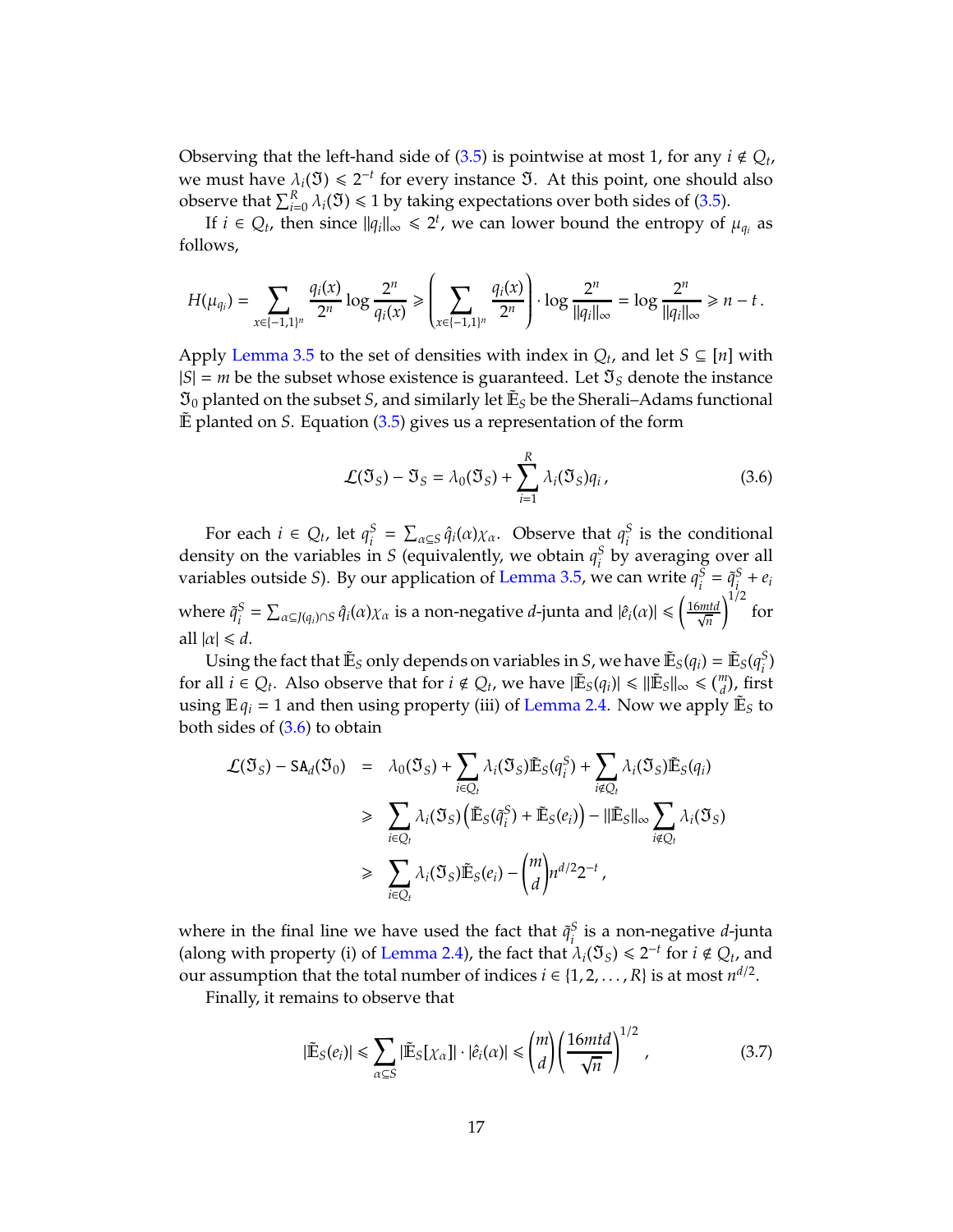Observing that the left-hand side of (3.5) is pointwise at most 1, for any $i \notin Q_t$, we must have $\lambda_i(\mathfrak{I}) \leqslant 2^{-t}$ for every instance $\mathfrak{I}$. At this point, one should also observe that $\sum_{i=0}^{R} \lambda_i(\mathfrak{I}) \leqslant 1$ by taking expectations over both sides of (3.5).

If $i \in Q_t$, then since $\|q_i\|_\infty \leqslant 2^t$, we can lower bound the entropy of $\mu_{q_i}$ as follows,

$$H(\mu_{q_i}) = \sum_{x \in \{-1,1\}^n} \frac{q_i(x)}{2^n} \log \frac{2^n}{q_i(x)} \geqslant \left( \sum_{x \in \{-1,1\}^n} \frac{q_i(x)}{2^n} \right) \cdot \log \frac{2^n}{\|q_i\|_\infty} = \log \frac{2^n}{\|q_i\|_\infty} \geqslant n - t\,.$$

Apply Lemma 3.5 to the set of densities with index in $Q_t$, and let $S \subseteq [n]$ with $|S| = m$ be the subset whose existence is guaranteed. Let $\mathfrak{I}_S$ denote the instance $\mathfrak{I}_0$ planted on the subset $S$, and similarly let $\tilde{\mathbb{E}}_S$ be the Sherali–Adams functional $\tilde{\mathbb{E}}$ planted on $S$. Equation (3.5) gives us a representation of the form

$$\mathcal{L}(\mathfrak{I}_S) - \mathfrak{I}_S = \lambda_0(\mathfrak{I}_S) + \sum_{i=1}^{R} \lambda_i(\mathfrak{I}_S) q_i\,, \tag{3.6}$$

For each $i \in Q_t$, let $q_i^S = \sum_{\alpha \subseteq S} \hat{q}_i(\alpha)\chi_\alpha$. Observe that $q_i^S$ is the conditional density on the variables in $S$ (equivalently, we obtain $q_i^S$ by averaging over all variables outside $S$). By our application of Lemma 3.5, we can write $q_i^S = \tilde{q}_i^S + e_i$ where $\tilde{q}_i^S = \sum_{\alpha \subseteq J(q_i) \cap S} \hat{q}_i(\alpha)\chi_\alpha$ is a non-negative $d$-junta and $|\hat{e}_i(\alpha)| \leqslant \left(\frac{16mtd}{\sqrt{n}}\right)^{1/2}$ for all $|\alpha| \leqslant d$.

Using the fact that $\tilde{\mathbb{E}}_S$ only depends on variables in $S$, we have $\tilde{\mathbb{E}}_S(q_i) = \tilde{\mathbb{E}}_S(q_i^S)$ for all $i \in Q_t$. Also observe that for $i \notin Q_t$, we have $|\tilde{\mathbb{E}}_S(q_i)| \leqslant \|\tilde{\mathbb{E}}_S\|_\infty \leqslant \binom{m}{d}$, first using $\mathbb{E}\, q_i = 1$ and then using property (iii) of Lemma 2.4. Now we apply $\tilde{\mathbb{E}}_S$ to both sides of (3.6) to obtain

$$\begin{aligned}
\mathcal{L}(\mathfrak{I}_S) - \mathsf{SA}_d(\mathfrak{I}_0) &= \lambda_0(\mathfrak{I}_S) + \sum_{i \in Q_t} \lambda_i(\mathfrak{I}_S)\tilde{\mathbb{E}}_S(q_i^S) + \sum_{i \notin Q_t} \lambda_i(\mathfrak{I}_S)\tilde{\mathbb{E}}_S(q_i) \\
&\geqslant \sum_{i \in Q_t} \lambda_i(\mathfrak{I}_S)\left(\tilde{\mathbb{E}}_S(\tilde{q}_i^S) + \tilde{\mathbb{E}}_S(e_i)\right) - \|\tilde{\mathbb{E}}_S\|_\infty \sum_{i \notin Q_t} \lambda_i(\mathfrak{I}_S) \\
&\geqslant \sum_{i \in Q_t} \lambda_i(\mathfrak{I}_S)\tilde{\mathbb{E}}_S(e_i) - \binom{m}{d} n^{d/2} 2^{-t}\,,
\end{aligned}$$

where in the final line we have used the fact that $\tilde{q}_i^S$ is a non-negative $d$-junta (along with property (i) of Lemma 2.4), the fact that $\lambda_i(\mathfrak{I}_S) \leqslant 2^{-t}$ for $i \notin Q_t$, and our assumption that the total number of indices $i \in \{1, 2, \ldots, R\}$ is at most $n^{d/2}$.

Finally, it remains to observe that

$$|\tilde{\mathbb{E}}_S(e_i)| \leqslant \sum_{\alpha \subseteq S} |\tilde{\mathbb{E}}_S[\chi_\alpha]| \cdot |\hat{e}_i(\alpha)| \leqslant \binom{m}{d} \left(\frac{16mtd}{\sqrt{n}}\right)^{1/2}\,, \tag{3.7}$$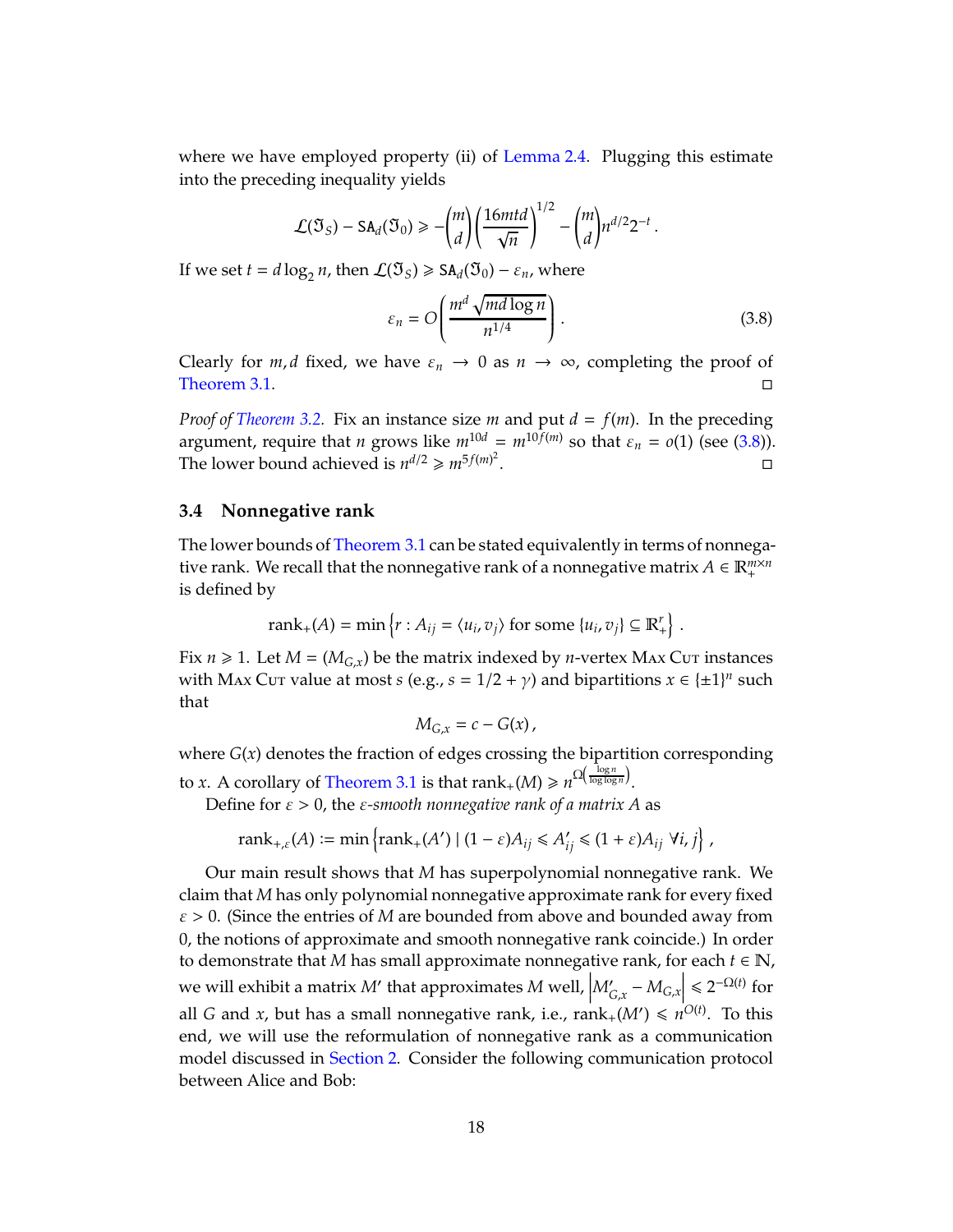where we have employed property (ii) of Lemma 2.4. Plugging this estimate into the preceding inequality yields

$$\mathcal{L}(\mathfrak{I}_S) - \mathsf{SA}_d(\mathfrak{I}_0) \geqslant -\binom{m}{d}\left(\frac{16mtd}{\sqrt{n}}\right)^{1/2} - \binom{m}{d} n^{d/2} 2^{-t} .$$

If we set $t = d\log_2 n$, then $\mathcal{L}(\mathfrak{I}_S) \geqslant \mathsf{SA}_d(\mathfrak{I}_0) - \varepsilon_n$, where

$$\varepsilon_n = O\left(\frac{m^d \sqrt{md\log n}}{n^{1/4}}\right) . \tag{3.8}$$

Clearly for $m, d$ fixed, we have $\varepsilon_n \to 0$ as $n \to \infty$, completing the proof of Theorem 3.1. ◻

*Proof of Theorem 3.2.* Fix an instance size $m$ and put $d = f(m)$. In the preceding argument, require that $n$ grows like $m^{10d} = m^{10f(m)}$ so that $\varepsilon_n = o(1)$ (see (3.8)). The lower bound achieved is $n^{d/2} \geqslant m^{5f(m)^2}$. ◻

### 3.4 Nonnegative rank

The lower bounds of Theorem 3.1 can be stated equivalently in terms of nonnegative rank. We recall that the nonnegative rank of a nonnegative matrix $A \in \mathbb{R}_+^{m\times n}$ is defined by

$$\operatorname{rank}_+(A) = \min\left\{r : A_{ij} = \langle u_i, v_j\rangle \text{ for some } \{u_i, v_j\} \subseteq \mathbb{R}_+^r\right\} .$$

Fix $n \geqslant 1$. Let $M = (M_{G,x})$ be the matrix indexed by $n$-vertex Max Cut instances with Max Cut value at most $s$ (e.g., $s = 1/2 + \gamma$) and bipartitions $x \in \{\pm 1\}^n$ such that

$$M_{G,x} = c - G(x) ,$$

where $G(x)$ denotes the fraction of edges crossing the bipartition corresponding to $x$. A corollary of Theorem 3.1 is that $\operatorname{rank}_+(M) \geqslant n^{\Omega\left(\frac{\log n}{\log\log n}\right)}$.

Define for $\varepsilon > 0$, the *$\varepsilon$-smooth nonnegative rank of a matrix $A$* as

$$\operatorname{rank}_{+,\varepsilon}(A) := \min\left\{\operatorname{rank}_+(A') \mid (1-\varepsilon)A_{ij} \leqslant A'_{ij} \leqslant (1+\varepsilon)A_{ij} \ \forall i, j\right\} ,$$

Our main result shows that $M$ has superpolynomial nonnegative rank. We claim that $M$ has only polynomial nonnegative approximate rank for every fixed $\varepsilon > 0$. (Since the entries of $M$ are bounded from above and bounded away from 0, the notions of approximate and smooth nonnegative rank coincide.) In order to demonstrate that $M$ has small approximate nonnegative rank, for each $t \in \mathbb{N}$, we will exhibit a matrix $M'$ that approximates $M$ well, $\left|M'_{G,x} - M_{G,x}\right| \leqslant 2^{-\Omega(t)}$ for all $G$ and $x$, but has a small nonnegative rank, i.e., $\operatorname{rank}_+(M') \leqslant n^{O(t)}$. To this end, we will use the reformulation of nonnegative rank as a communication model discussed in Section 2. Consider the following communication protocol between Alice and Bob: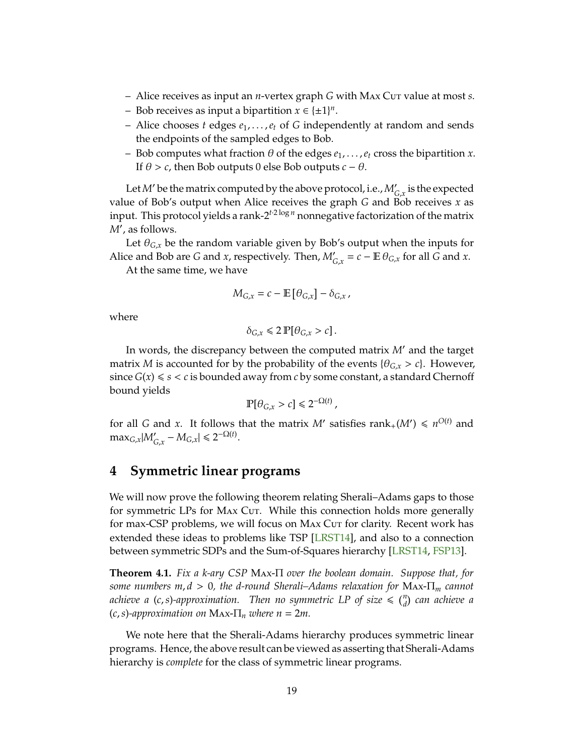– Alice receives as input an $n$-vertex graph $G$ with Max Cut value at most $s$.
– Bob receives as input a bipartition $x \in \{\pm 1\}^n$.
– Alice chooses $t$ edges $e_1, \ldots, e_t$ of $G$ independently at random and sends the endpoints of the sampled edges to Bob.
– Bob computes what fraction $\theta$ of the edges $e_1, \ldots, e_t$ cross the bipartition $x$. If $\theta > c$, then Bob outputs 0 else Bob outputs $c - \theta$.

Let $M'$ be the matrix computed by the above protocol, i.e., $M'_{G,x}$ is the expected value of Bob's output when Alice receives the graph $G$ and Bob receives $x$ as input. This protocol yields a rank-$2^{t \cdot 2 \log n}$ nonnegative factorization of the matrix $M'$, as follows.

Let $\theta_{G,x}$ be the random variable given by Bob's output when the inputs for Alice and Bob are $G$ and $x$, respectively. Then, $M'_{G,x} = c - \mathbb{E}\,\theta_{G,x}$ for all $G$ and $x$.

At the same time, we have

$$M_{G,x} = c - \mathbb{E}\left[\theta_{G,x}\right] - \delta_{G,x}\,,$$

where

$$\delta_{G,x} \leqslant 2\,\mathbb{P}[\theta_{G,x} > c]\,.$$

In words, the discrepancy between the computed matrix $M'$ and the target matrix $M$ is accounted for by the probability of the events $\{\theta_{G,x} > c\}$. However, since $G(x) \leqslant s < c$ is bounded away from $c$ by some constant, a standard Chernoff bound yields

$$\mathbb{P}[\theta_{G,x} > c] \leqslant 2^{-\Omega(t)}\,,$$

for all $G$ and $x$. It follows that the matrix $M'$ satisfies $\operatorname{rank}_+(M') \leqslant n^{O(t)}$ and $\max_{G,x} |M'_{G,x} - M_{G,x}| \leqslant 2^{-\Omega(t)}$.

## 4 Symmetric linear programs

We will now prove the following theorem relating Sherali–Adams gaps to those for symmetric LPs for Max Cut. While this connection holds more generally for max-CSP problems, we will focus on Max Cut for clarity. Recent work has extended these ideas to problems like TSP [LRST14], and also to a connection between symmetric SDPs and the Sum-of-Squares hierarchy [LRST14, FSP13].

**Theorem 4.1.** *Fix a $k$-ary CSP Max-$\Pi$ over the boolean domain. Suppose that, for some numbers $m, d > 0$, the $d$-round Sherali–Adams relaxation for Max-$\Pi_m$ cannot achieve a $(c, s)$-approximation. Then no symmetric LP of size $\leqslant \binom{n}{d}$ can achieve a $(c, s)$-approximation on Max-$\Pi_n$ where $n = 2m$.*

We note here that the Sherali-Adams hierarchy produces symmetric linear programs. Hence, the above result can be viewed as asserting that Sherali-Adams hierarchy is *complete* for the class of symmetric linear programs.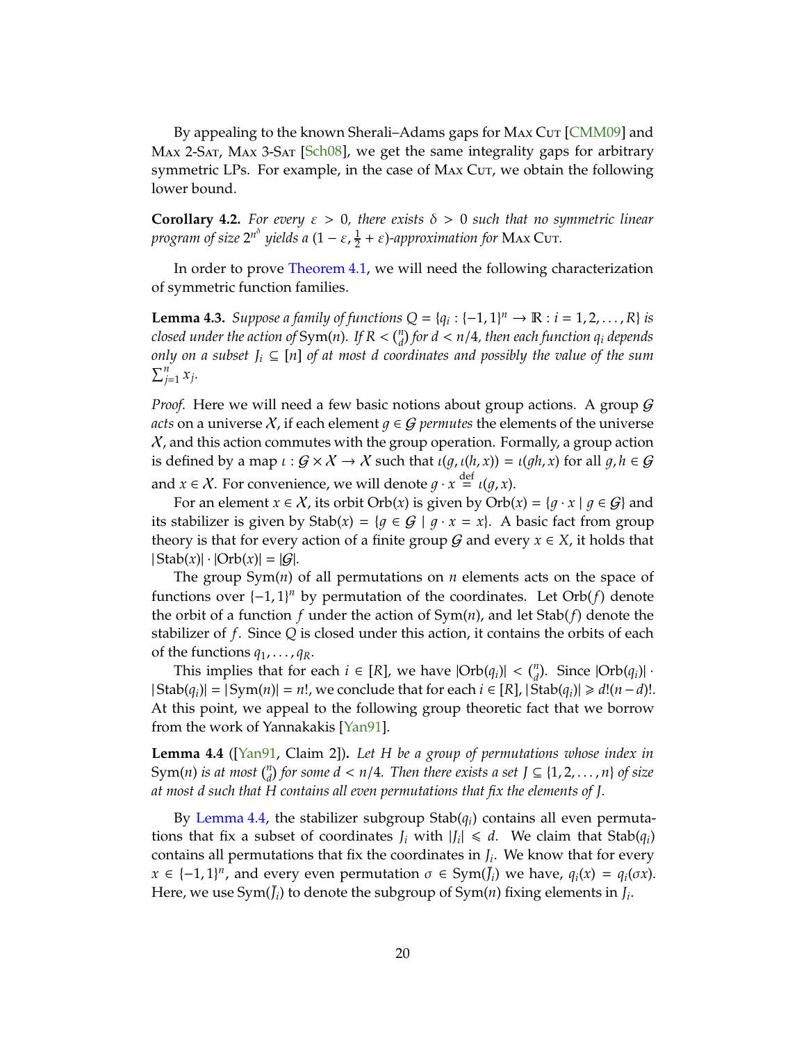By appealing to the known Sherali–Adams gaps for Max Cut [CMM09] and Max 2-Sat, Max 3-Sat [Sch08], we get the same integrality gaps for arbitrary symmetric LPs. For example, in the case of Max Cut, we obtain the following lower bound.

**Corollary 4.2.** *For every $\varepsilon > 0$, there exists $\delta > 0$ such that no symmetric linear program of size $2^{n^\delta}$ yields a $(1-\varepsilon, \frac{1}{2}+\varepsilon)$-approximation for* Max Cut.

In order to prove Theorem 4.1, we will need the following characterization of symmetric function families.

**Lemma 4.3.** *Suppose a family of functions $Q = \{q_i : \{-1,1\}^n \to \mathbb{R} : i = 1,2,\ldots,R\}$ is closed under the action of $\mathrm{Sym}(n)$. If $R < \binom{n}{d}$ for $d < n/4$, then each function $q_i$ depends only on a subset $J_i \subseteq [n]$ of at most $d$ coordinates and possibly the value of the sum $\sum_{j=1}^n x_j$.*

*Proof.* Here we will need a few basic notions about group actions. A group $\mathcal{G}$ *acts* on a universe $\mathcal{X}$, if each element $g \in \mathcal{G}$ *permutes* the elements of the universe $\mathcal{X}$, and this action commutes with the group operation. Formally, a group action is defined by a map $\iota : \mathcal{G} \times \mathcal{X} \to \mathcal{X}$ such that $\iota(g, \iota(h,x)) = \iota(gh, x)$ for all $g, h \in \mathcal{G}$ and $x \in \mathcal{X}$. For convenience, we will denote $g \cdot x \stackrel{\text{def}}{=} \iota(g,x)$.

For an element $x \in \mathcal{X}$, its orbit $\mathrm{Orb}(x)$ is given by $\mathrm{Orb}(x) = \{g \cdot x \mid g \in \mathcal{G}\}$ and its stabilizer is given by $\mathrm{Stab}(x) = \{g \in \mathcal{G} \mid g \cdot x = x\}$. A basic fact from group theory is that for every action of a finite group $\mathcal{G}$ and every $x \in X$, it holds that $|\mathrm{Stab}(x)| \cdot |\mathrm{Orb}(x)| = |\mathcal{G}|$.

The group $\mathrm{Sym}(n)$ of all permutations on $n$ elements acts on the space of functions over $\{-1,1\}^n$ by permutation of the coordinates. Let $\mathrm{Orb}(f)$ denote the orbit of a function $f$ under the action of $\mathrm{Sym}(n)$, and let $\mathrm{Stab}(f)$ denote the stabilizer of $f$. Since $Q$ is closed under this action, it contains the orbits of each of the functions $q_1, \ldots, q_R$.

This implies that for each $i \in [R]$, we have $|\mathrm{Orb}(q_i)| < \binom{n}{d}$. Since $|\mathrm{Orb}(q_i)| \cdot |\mathrm{Stab}(q_i)| = |\mathrm{Sym}(n)| = n!$, we conclude that for each $i \in [R]$, $|\mathrm{Stab}(q_i)| \geqslant d!(n-d)!$. At this point, we appeal to the following group theoretic fact that we borrow from the work of Yannakakis [Yan91].

**Lemma 4.4** ([Yan91, Claim 2])**.** *Let $H$ be a group of permutations whose index in $\mathrm{Sym}(n)$ is at most $\binom{n}{d}$ for some $d < n/4$. Then there exists a set $J \subseteq \{1,2,\ldots,n\}$ of size at most $d$ such that $H$ contains all even permutations that fix the elements of $J$.*

By Lemma 4.4, the stabilizer subgroup $\mathrm{Stab}(q_i)$ contains all even permutations that fix a subset of coordinates $J_i$ with $|J_i| \leqslant d$. We claim that $\mathrm{Stab}(q_i)$ contains all permutations that fix the coordinates in $J_i$. We know that for every $x \in \{-1,1\}^n$, and every even permutation $\sigma \in \mathrm{Sym}(\bar{J}_i)$ we have, $q_i(x) = q_i(\sigma x)$. Here, we use $\mathrm{Sym}(\bar{J}_i)$ to denote the subgroup of $\mathrm{Sym}(n)$ fixing elements in $J_i$.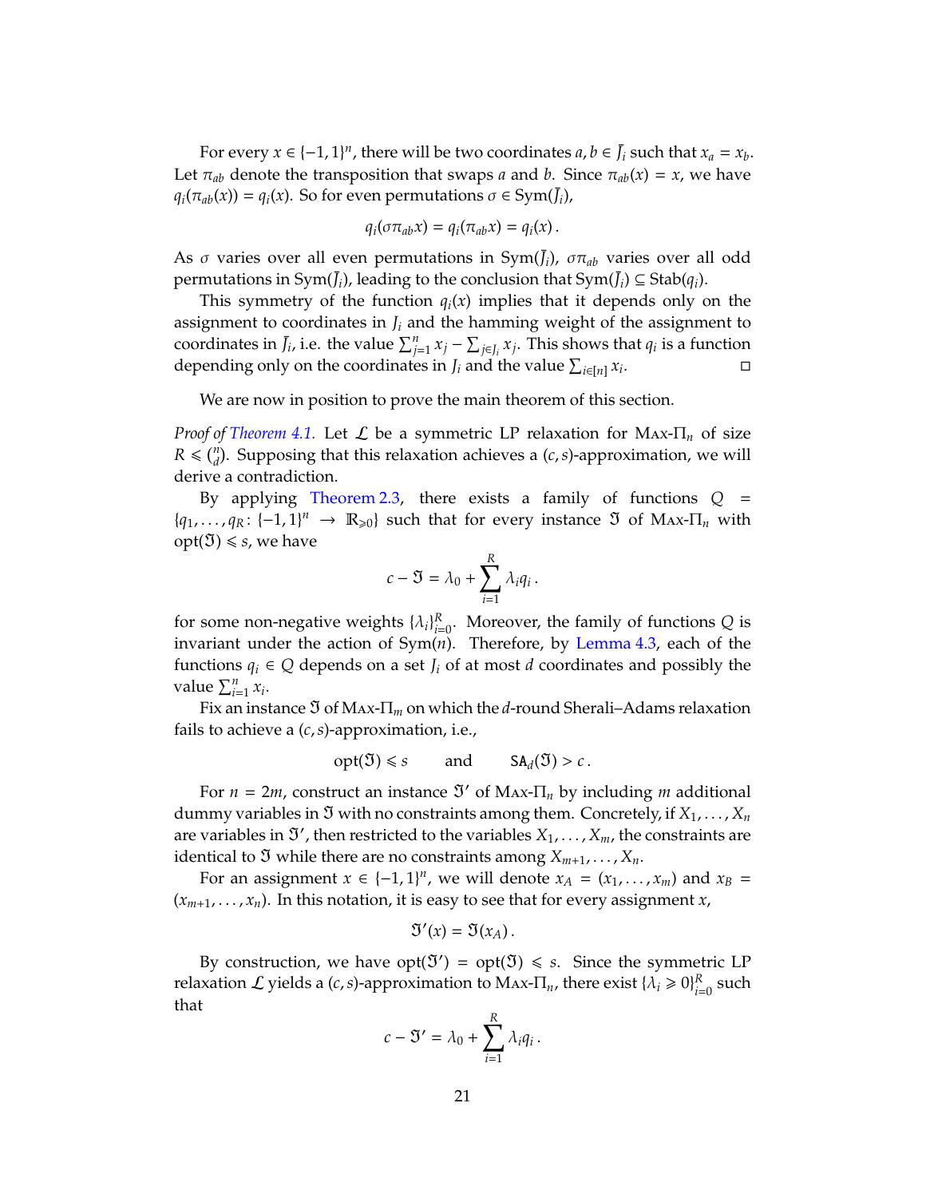For every $x \in \{-1, 1\}^n$, there will be two coordinates $a, b \in \bar{J}_i$ such that $x_a = x_b$. Let $\pi_{ab}$ denote the transposition that swaps $a$ and $b$. Since $\pi_{ab}(x) = x$, we have $q_i(\pi_{ab}(x)) = q_i(x)$. So for even permutations $\sigma \in \mathrm{Sym}(\bar{J}_i)$,

$$q_i(\sigma\pi_{ab}x) = q_i(\pi_{ab}x) = q_i(x)\,.$$

As $\sigma$ varies over all even permutations in $\mathrm{Sym}(\bar{J}_i)$, $\sigma\pi_{ab}$ varies over all odd permutations in $\mathrm{Sym}(\bar{J}_i)$, leading to the conclusion that $\mathrm{Sym}(\bar{J}_i) \subseteq \mathrm{Stab}(q_i)$.

This symmetry of the function $q_i(x)$ implies that it depends only on the assignment to coordinates in $J_i$ and the hamming weight of the assignment to coordinates in $\bar{J}_i$, i.e. the value $\sum_{j=1}^{n} x_j - \sum_{j \in J_i} x_j$. This shows that $q_i$ is a function depending only on the coordinates in $J_i$ and the value $\sum_{i \in [n]} x_i$. □

We are now in position to prove the main theorem of this section.

*Proof of Theorem 4.1.* Let $\mathcal{L}$ be a symmetric LP relaxation for Max-$\Pi_n$ of size $R \leqslant \binom{n}{d}$. Supposing that this relaxation achieves a $(c, s)$-approximation, we will derive a contradiction.

By applying Theorem 2.3, there exists a family of functions $Q = \{q_1, \ldots, q_R : \{-1, 1\}^n \to \mathbb{R}_{\geqslant 0}\}$ such that for every instance $\mathfrak{I}$ of Max-$\Pi_n$ with $\mathrm{opt}(\mathfrak{I}) \leqslant s$, we have

$$c - \mathfrak{I} = \lambda_0 + \sum_{i=1}^{R} \lambda_i q_i\,.$$

for some non-negative weights $\{\lambda_i\}_{i=0}^{R}$. Moreover, the family of functions $Q$ is invariant under the action of $\mathrm{Sym}(n)$. Therefore, by Lemma 4.3, each of the functions $q_i \in Q$ depends on a set $J_i$ of at most $d$ coordinates and possibly the value $\sum_{i=1}^{n} x_i$.

Fix an instance $\mathfrak{I}$ of Max-$\Pi_m$ on which the $d$-round Sherali–Adams relaxation fails to achieve a $(c, s)$-approximation, i.e.,

$$\mathrm{opt}(\mathfrak{I}) \leqslant s \qquad \text{and} \qquad \mathtt{SA}_d(\mathfrak{I}) > c\,.$$

For $n = 2m$, construct an instance $\mathfrak{I}'$ of Max-$\Pi_n$ by including $m$ additional dummy variables in $\mathfrak{I}$ with no constraints among them. Concretely, if $X_1, \ldots, X_n$ are variables in $\mathfrak{I}'$, then restricted to the variables $X_1, \ldots, X_m$, the constraints are identical to $\mathfrak{I}$ while there are no constraints among $X_{m+1}, \ldots, X_n$.

For an assignment $x \in \{-1, 1\}^n$, we will denote $x_A = (x_1, \ldots, x_m)$ and $x_B = (x_{m+1}, \ldots, x_n)$. In this notation, it is easy to see that for every assignment $x$,

$$\mathfrak{I}'(x) = \mathfrak{I}(x_A)\,.$$

By construction, we have $\mathrm{opt}(\mathfrak{I}') = \mathrm{opt}(\mathfrak{I}) \leqslant s$. Since the symmetric LP relaxation $\mathcal{L}$ yields a $(c, s)$-approximation to Max-$\Pi_n$, there exist $\{\lambda_i \geqslant 0\}_{i=0}^{R}$ such that

$$c - \mathfrak{I}' = \lambda_0 + \sum_{i=1}^{R} \lambda_i q_i\,.$$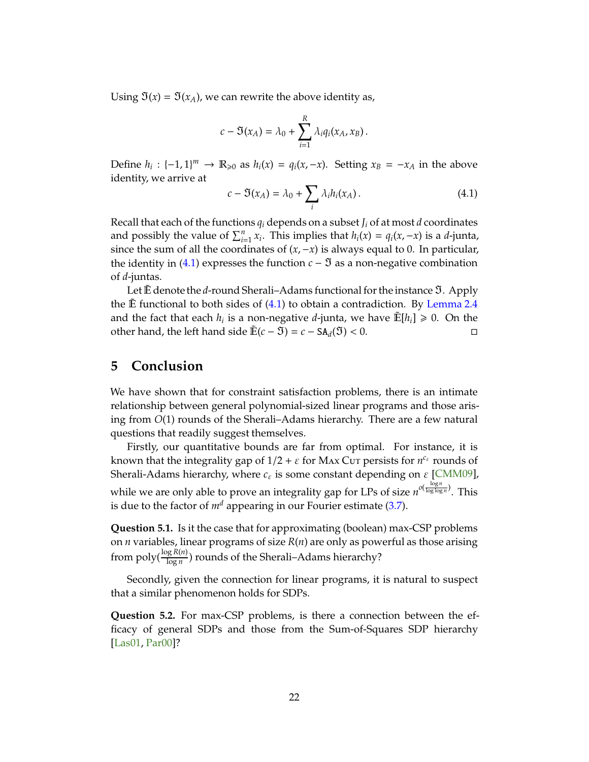Using $\mathfrak{I}(x) = \mathfrak{I}(x_A)$, we can rewrite the above identity as,

$$c - \mathfrak{I}(x_A) = \lambda_0 + \sum_{i=1}^{R} \lambda_i q_i(x_A, x_B).$$

Define $h_i : \{-1,1\}^m \to \mathbb{R}_{\geqslant 0}$ as $h_i(x) = q_i(x, -x)$. Setting $x_B = -x_A$ in the above identity, we arrive at

$$c - \mathfrak{I}(x_A) = \lambda_0 + \sum_i \lambda_i h_i(x_A). \tag{4.1}$$

Recall that each of the functions $q_i$ depends on a subset $J_i$ of at most $d$ coordinates and possibly the value of $\sum_{i=1}^n x_i$. This implies that $h_i(x) = q_i(x, -x)$ is a $d$-junta, since the sum of all the coordinates of $(x, -x)$ is always equal to 0. In particular, the identity in (4.1) expresses the function $c - \mathfrak{I}$ as a non-negative combination of $d$-juntas.

Let $\tilde{\mathbb{E}}$ denote the $d$-round Sherali–Adams functional for the instance $\mathfrak{I}$. Apply the $\tilde{\mathbb{E}}$ functional to both sides of (4.1) to obtain a contradiction. By Lemma 2.4 and the fact that each $h_i$ is a non-negative $d$-junta, we have $\tilde{\mathbb{E}}[h_i] \geqslant 0$. On the other hand, the left hand side $\tilde{\mathbb{E}}(c - \mathfrak{I}) = c - \mathsf{SA}_d(\mathfrak{I}) < 0$. □

## 5 Conclusion

We have shown that for constraint satisfaction problems, there is an intimate relationship between general polynomial-sized linear programs and those arising from $O(1)$ rounds of the Sherali–Adams hierarchy. There are a few natural questions that readily suggest themselves.

Firstly, our quantitative bounds are far from optimal. For instance, it is known that the integrality gap of $1/2 + \varepsilon$ for Max Cut persists for $n^{c_\varepsilon}$ rounds of Sherali-Adams hierarchy, where $c_\varepsilon$ is some constant depending on $\varepsilon$ [CMM09], while we are only able to prove an integrality gap for LPs of size $n^{o\left(\frac{\log n}{\log \log n}\right)}$. This is due to the factor of $m^d$ appearing in our Fourier estimate (3.7).

**Question 5.1.** Is it the case that for approximating (boolean) max-CSP problems on $n$ variables, linear programs of size $R(n)$ are only as powerful as those arising from $\mathrm{poly}\left(\frac{\log R(n)}{\log n}\right)$ rounds of the Sherali–Adams hierarchy?

Secondly, given the connection for linear programs, it is natural to suspect that a similar phenomenon holds for SDPs.

**Question 5.2.** For max-CSP problems, is there a connection between the efficacy of general SDPs and those from the Sum-of-Squares SDP hierarchy [Las01, Par00]?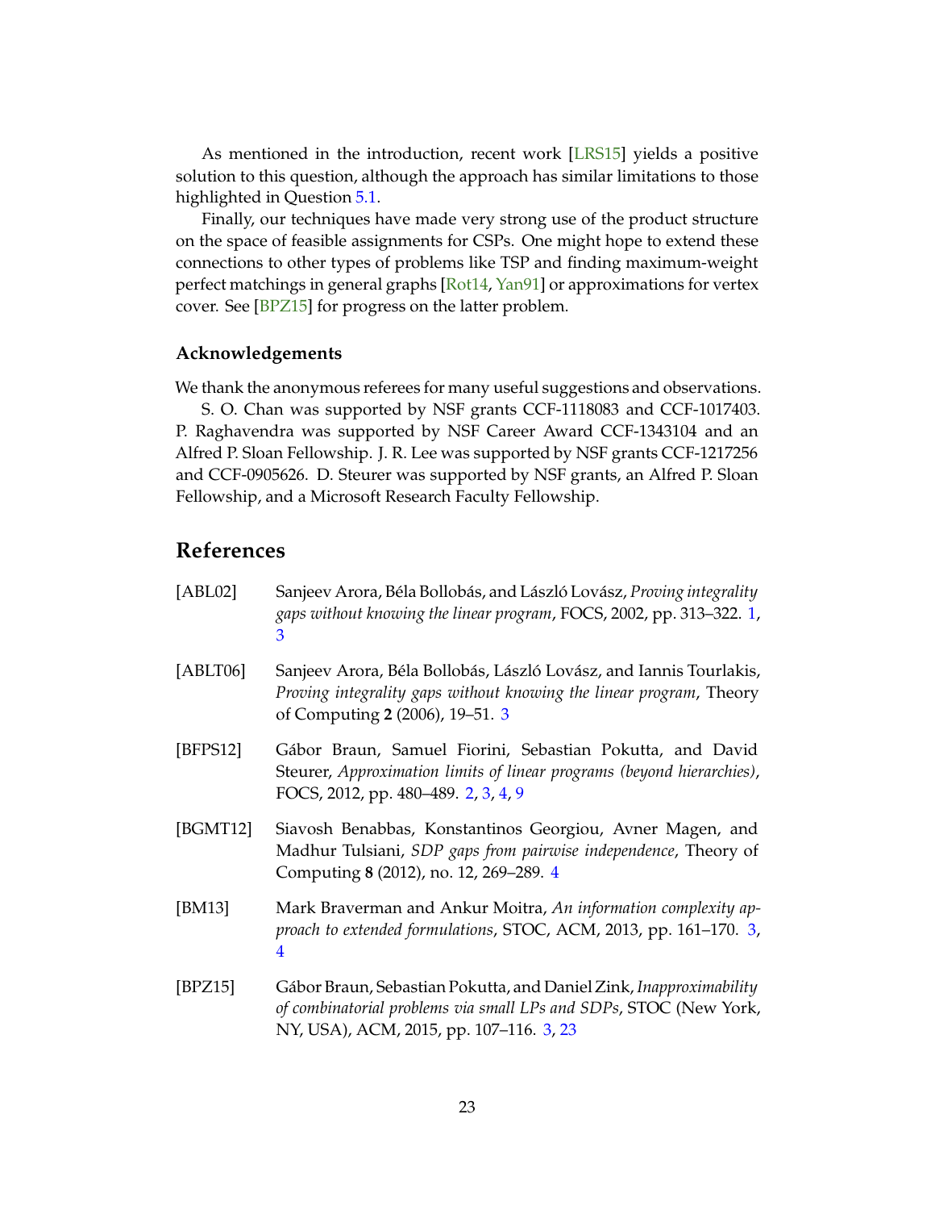As mentioned in the introduction, recent work [LRS15] yields a positive solution to this question, although the approach has similar limitations to those highlighted in Question 5.1.

Finally, our techniques have made very strong use of the product structure on the space of feasible assignments for CSPs. One might hope to extend these connections to other types of problems like TSP and finding maximum-weight perfect matchings in general graphs [Rot14, Yan91] or approximations for vertex cover. See [BPZ15] for progress on the latter problem.

### Acknowledgements

We thank the anonymous referees for many useful suggestions and observations.

S. O. Chan was supported by NSF grants CCF-1118083 and CCF-1017403. P. Raghavendra was supported by NSF Career Award CCF-1343104 and an Alfred P. Sloan Fellowship. J. R. Lee was supported by NSF grants CCF-1217256 and CCF-0905626. D. Steurer was supported by NSF grants, an Alfred P. Sloan Fellowship, and a Microsoft Research Faculty Fellowship.

## References

[ABL02] Sanjeev Arora, Béla Bollobás, and László Lovász, *Proving integrality gaps without knowing the linear program*, FOCS, 2002, pp. 313–322. 1, 3

[ABLT06] Sanjeev Arora, Béla Bollobás, László Lovász, and Iannis Tourlakis, *Proving integrality gaps without knowing the linear program*, Theory of Computing **2** (2006), 19–51. 3

[BFPS12] Gábor Braun, Samuel Fiorini, Sebastian Pokutta, and David Steurer, *Approximation limits of linear programs (beyond hierarchies)*, FOCS, 2012, pp. 480–489. 2, 3, 4, 9

[BGMT12] Siavosh Benabbas, Konstantinos Georgiou, Avner Magen, and Madhur Tulsiani, *SDP gaps from pairwise independence*, Theory of Computing **8** (2012), no. 12, 269–289. 4

[BM13] Mark Braverman and Ankur Moitra, *An information complexity approach to extended formulations*, STOC, ACM, 2013, pp. 161–170. 3, 4

[BPZ15] Gábor Braun, Sebastian Pokutta, and Daniel Zink, *Inapproximability of combinatorial problems via small LPs and SDPs*, STOC (New York, NY, USA), ACM, 2015, pp. 107–116. 3, 23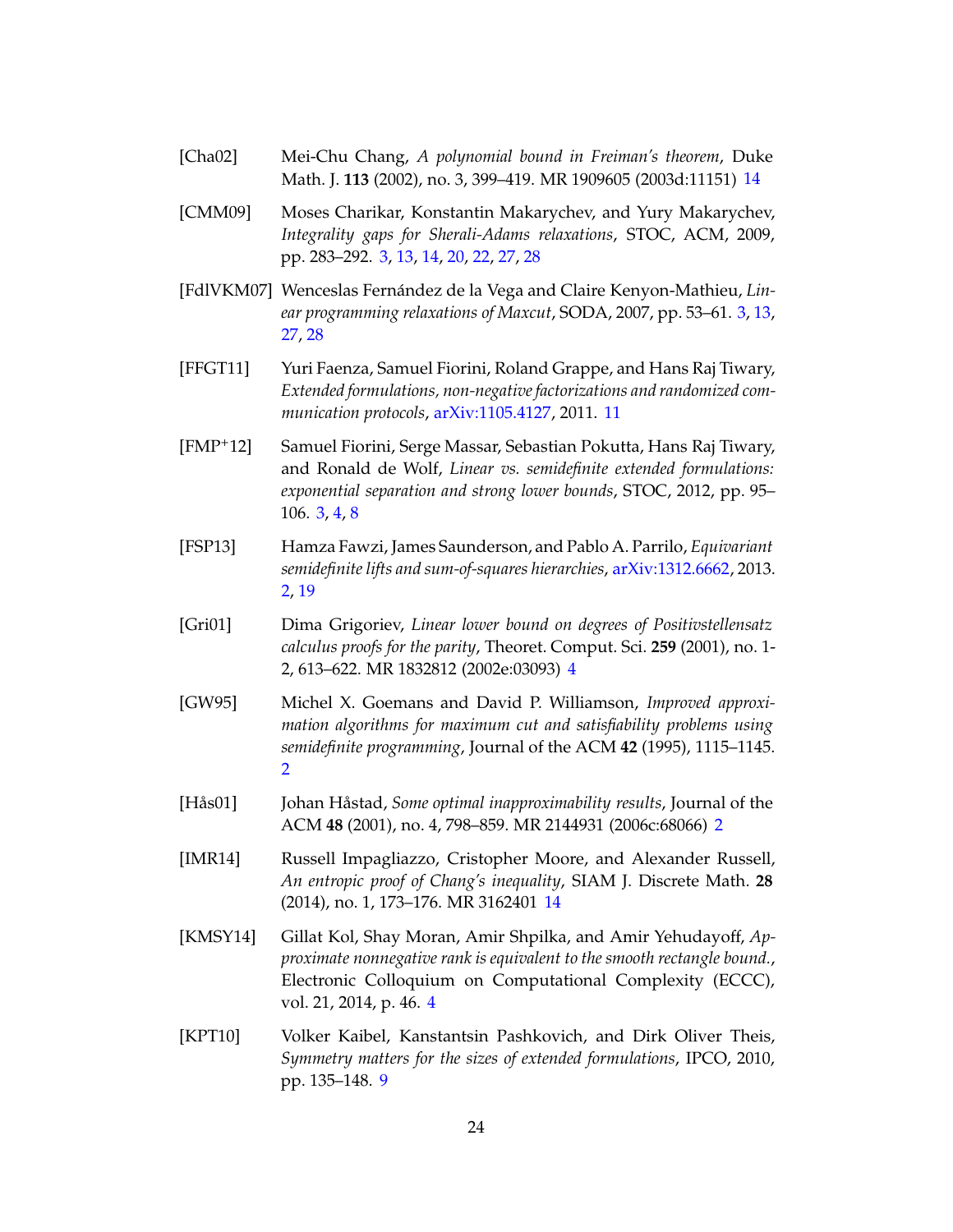[Cha02] Mei-Chu Chang, *A polynomial bound in Freiman's theorem*, Duke Math. J. **113** (2002), no. 3, 399–419. MR 1909605 (2003d:11151) 14

[CMM09] Moses Charikar, Konstantin Makarychev, and Yury Makarychev, *Integrality gaps for Sherali-Adams relaxations*, STOC, ACM, 2009, pp. 283–292. 3, 13, 14, 20, 22, 27, 28

[FdlVKM07] Wenceslas Fernández de la Vega and Claire Kenyon-Mathieu, *Linear programming relaxations of Maxcut*, SODA, 2007, pp. 53–61. 3, 13, 27, 28

[FFGT11] Yuri Faenza, Samuel Fiorini, Roland Grappe, and Hans Raj Tiwary, *Extended formulations, non-negative factorizations and randomized communication protocols*, arXiv:1105.4127, 2011. 11

[FMP+12] Samuel Fiorini, Serge Massar, Sebastian Pokutta, Hans Raj Tiwary, and Ronald de Wolf, *Linear vs. semidefinite extended formulations: exponential separation and strong lower bounds*, STOC, 2012, pp. 95–106. 3, 4, 8

[FSP13] Hamza Fawzi, James Saunderson, and Pablo A. Parrilo, *Equivariant semidefinite lifts and sum-of-squares hierarchies*, arXiv:1312.6662, 2013. 2, 19

[Gri01] Dima Grigoriev, *Linear lower bound on degrees of Positivstellensatz calculus proofs for the parity*, Theoret. Comput. Sci. **259** (2001), no. 1-2, 613–622. MR 1832812 (2002e:03093) 4

[GW95] Michel X. Goemans and David P. Williamson, *Improved approximation algorithms for maximum cut and satisfiability problems using semidefinite programming*, Journal of the ACM **42** (1995), 1115–1145. 2

[Hås01] Johan Håstad, *Some optimal inapproximability results*, Journal of the ACM **48** (2001), no. 4, 798–859. MR 2144931 (2006c:68066) 2

[IMR14] Russell Impagliazzo, Cristopher Moore, and Alexander Russell, *An entropic proof of Chang's inequality*, SIAM J. Discrete Math. **28** (2014), no. 1, 173–176. MR 3162401 14

[KMSY14] Gillat Kol, Shay Moran, Amir Shpilka, and Amir Yehudayoff, *Approximate nonnegative rank is equivalent to the smooth rectangle bound.*, Electronic Colloquium on Computational Complexity (ECCC), vol. 21, 2014, p. 46. 4

[KPT10] Volker Kaibel, Kanstantsin Pashkovich, and Dirk Oliver Theis, *Symmetry matters for the sizes of extended formulations*, IPCO, 2010, pp. 135–148. 9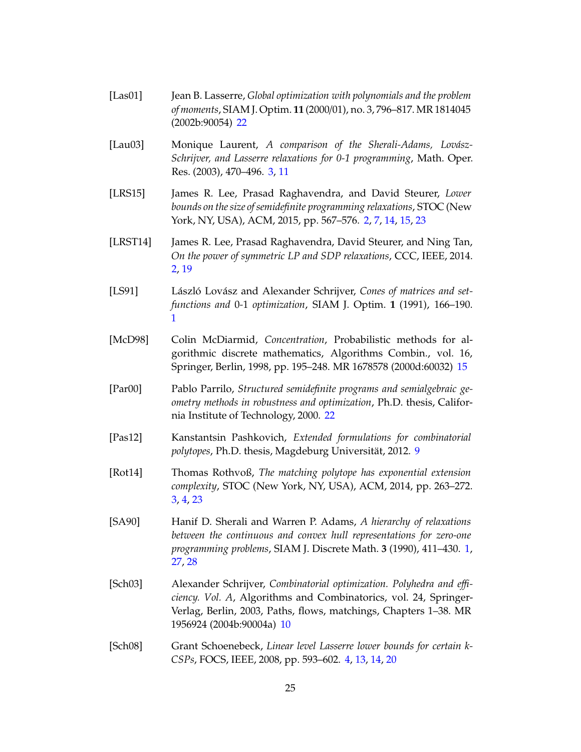[Las01] Jean B. Lasserre, *Global optimization with polynomials and the problem of moments*, SIAM J. Optim. **11** (2000/01), no. 3, 796–817. MR 1814045 (2002b:90054) 22

[Lau03] Monique Laurent, *A comparison of the Sherali-Adams, Lovász-Schrijver, and Lasserre relaxations for 0-1 programming*, Math. Oper. Res. (2003), 470–496. 3, 11

[LRS15] James R. Lee, Prasad Raghavendra, and David Steurer, *Lower bounds on the size of semidefinite programming relaxations*, STOC (New York, NY, USA), ACM, 2015, pp. 567–576. 2, 7, 14, 15, 23

[LRST14] James R. Lee, Prasad Raghavendra, David Steurer, and Ning Tan, *On the power of symmetric LP and SDP relaxations*, CCC, IEEE, 2014. 2, 19

[LS91] László Lovász and Alexander Schrijver, *Cones of matrices and set-functions and* 0-1 *optimization*, SIAM J. Optim. **1** (1991), 166–190. 1

[McD98] Colin McDiarmid, *Concentration*, Probabilistic methods for algorithmic discrete mathematics, Algorithms Combin., vol. 16, Springer, Berlin, 1998, pp. 195–248. MR 1678578 (2000d:60032) 15

[Par00] Pablo Parrilo, *Structured semidefinite programs and semialgebraic geometry methods in robustness and optimization*, Ph.D. thesis, California Institute of Technology, 2000. 22

[Pas12] Kanstantsin Pashkovich, *Extended formulations for combinatorial polytopes*, Ph.D. thesis, Magdeburg Universität, 2012. 9

[Rot14] Thomas Rothvoß, *The matching polytope has exponential extension complexity*, STOC (New York, NY, USA), ACM, 2014, pp. 263–272. 3, 4, 23

[SA90] Hanif D. Sherali and Warren P. Adams, *A hierarchy of relaxations between the continuous and convex hull representations for zero-one programming problems*, SIAM J. Discrete Math. **3** (1990), 411–430. 1, 27, 28

[Sch03] Alexander Schrijver, *Combinatorial optimization. Polyhedra and efficiency. Vol. A*, Algorithms and Combinatorics, vol. 24, Springer-Verlag, Berlin, 2003, Paths, flows, matchings, Chapters 1–38. MR 1956924 (2004b:90004a) 10

[Sch08] Grant Schoenebeck, *Linear level Lasserre lower bounds for certain k-CSPs*, FOCS, IEEE, 2008, pp. 593–602. 4, 13, 14, 20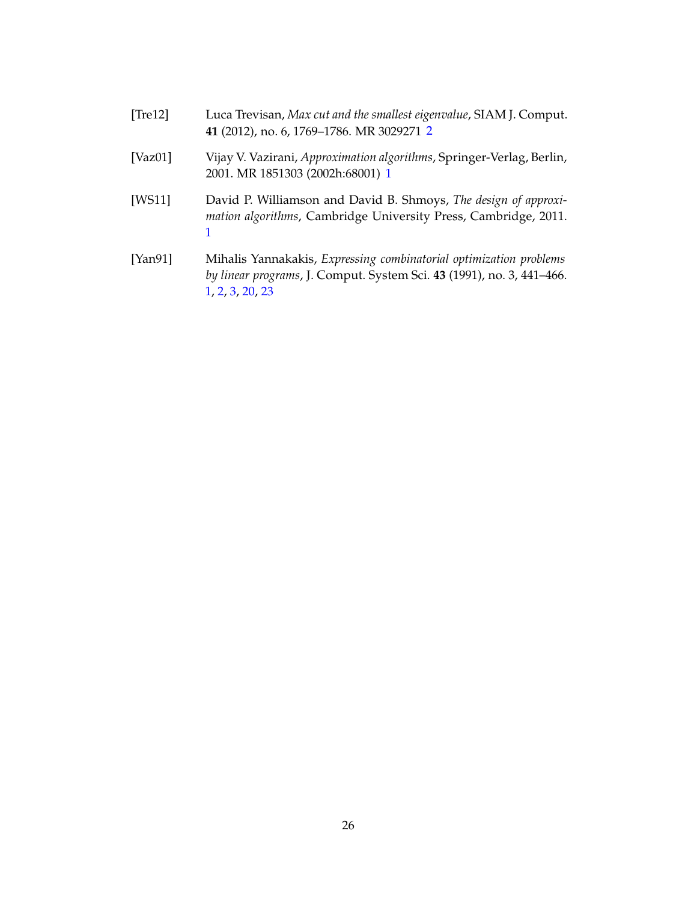[Tre12] Luca Trevisan, *Max cut and the smallest eigenvalue*, SIAM J. Comput. **41** (2012), no. 6, 1769–1786. MR 3029271 2

[Vaz01] Vijay V. Vazirani, *Approximation algorithms*, Springer-Verlag, Berlin, 2001. MR 1851303 (2002h:68001) 1

[WS11] David P. Williamson and David B. Shmoys, *The design of approximation algorithms*, Cambridge University Press, Cambridge, 2011. 1

[Yan91] Mihalis Yannakakis, *Expressing combinatorial optimization problems by linear programs*, J. Comput. System Sci. **43** (1991), no. 3, 441–466. 1, 2, 3, 20, 23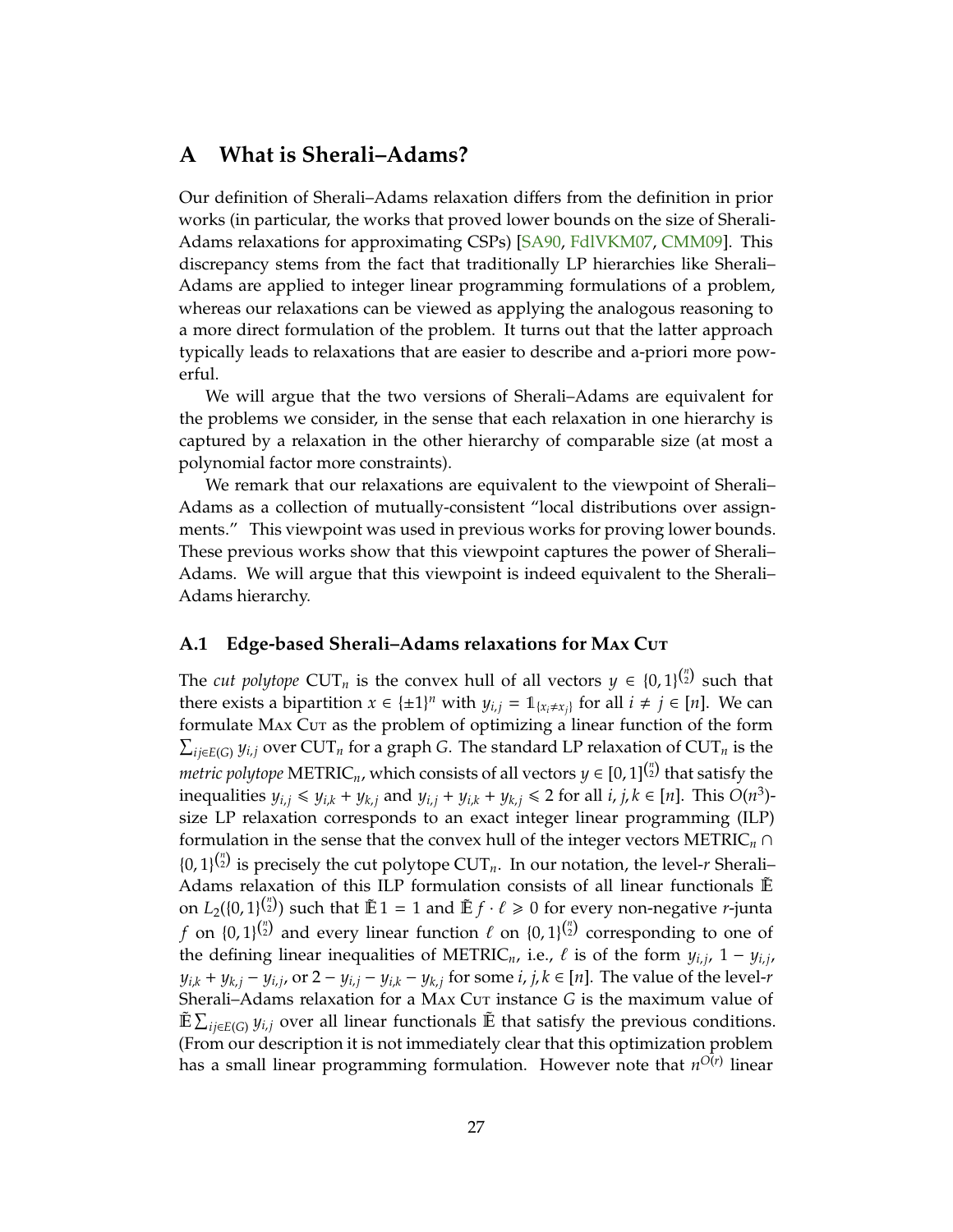# A What is Sherali–Adams?

Our definition of Sherali–Adams relaxation differs from the definition in prior works (in particular, the works that proved lower bounds on the size of Sherali-Adams relaxations for approximating CSPs) [SA90, FdlVKM07, CMM09]. This discrepancy stems from the fact that traditionally LP hierarchies like Sherali–Adams are applied to integer linear programming formulations of a problem, whereas our relaxations can be viewed as applying the analogous reasoning to a more direct formulation of the problem. It turns out that the latter approach typically leads to relaxations that are easier to describe and a-priori more powerful.

We will argue that the two versions of Sherali–Adams are equivalent for the problems we consider, in the sense that each relaxation in one hierarchy is captured by a relaxation in the other hierarchy of comparable size (at most a polynomial factor more constraints).

We remark that our relaxations are equivalent to the viewpoint of Sherali–Adams as a collection of mutually-consistent "local distributions over assignments." This viewpoint was used in previous works for proving lower bounds. These previous works show that this viewpoint captures the power of Sherali–Adams. We will argue that this viewpoint is indeed equivalent to the Sherali–Adams hierarchy.

## A.1 Edge-based Sherali–Adams relaxations for Max Cut

The *cut polytope* $\mathrm{CUT}_n$ is the convex hull of all vectors $y \in \{0,1\}^{\binom{n}{2}}$ such that there exists a bipartition $x \in \{\pm 1\}^n$ with $y_{i,j} = \mathbb{1}_{\{x_i \neq x_j\}}$ for all $i \neq j \in [n]$. We can formulate Max Cut as the problem of optimizing a linear function of the form $\sum_{ij \in E(G)} y_{i,j}$ over $\mathrm{CUT}_n$ for a graph $G$. The standard LP relaxation of $\mathrm{CUT}_n$ is the *metric polytope* $\mathrm{METRIC}_n$, which consists of all vectors $y \in [0,1]^{\binom{n}{2}}$ that satisfy the inequalities $y_{i,j} \leqslant y_{i,k} + y_{k,j}$ and $y_{i,j} + y_{i,k} + y_{k,j} \leqslant 2$ for all $i,j,k \in [n]$. This $O(n^3)$-size LP relaxation corresponds to an exact integer linear programming (ILP) formulation in the sense that the convex hull of the integer vectors $\mathrm{METRIC}_n \cap \{0,1\}^{\binom{n}{2}}$ is precisely the cut polytope $\mathrm{CUT}_n$. In our notation, the level-$r$ Sherali–Adams relaxation of this ILP formulation consists of all linear functionals $\tilde{\mathbb{E}}$ on $L_2(\{0,1\}^{\binom{n}{2}})$ such that $\tilde{\mathbb{E}}\, 1 = 1$ and $\tilde{\mathbb{E}}\, f \cdot \ell \geqslant 0$ for every non-negative $r$-junta $f$ on $\{0,1\}^{\binom{n}{2}}$ and every linear function $\ell$ on $\{0,1\}^{\binom{n}{2}}$ corresponding to one of the defining linear inequalities of $\mathrm{METRIC}_n$, i.e., $\ell$ is of the form $y_{i,j}$, $1 - y_{i,j}$, $y_{i,k} + y_{k,j} - y_{i,j}$, or $2 - y_{i,j} - y_{i,k} - y_{k,j}$ for some $i,j,k \in [n]$. The value of the level-$r$ Sherali–Adams relaxation for a Max Cut instance $G$ is the maximum value of $\tilde{\mathbb{E}} \sum_{ij \in E(G)} y_{i,j}$ over all linear functionals $\tilde{\mathbb{E}}$ that satisfy the previous conditions. (From our description it is not immediately clear that this optimization problem has a small linear programming formulation. However note that $n^{O(r)}$ linear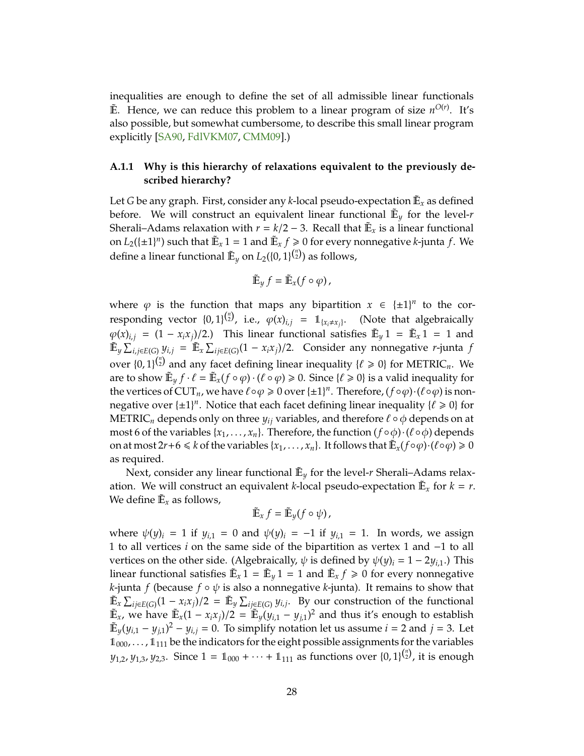inequalities are enough to define the set of all admissible linear functionals $\tilde{\mathbb{E}}$. Hence, we can reduce this problem to a linear program of size $n^{O(r)}$. It's also possible, but somewhat cumbersome, to describe this small linear program explicitly [SA90, FdlVKM07, CMM09].)

### A.1.1 Why is this hierarchy of relaxations equivalent to the previously described hierarchy?

Let $G$ be any graph. First, consider any $k$-local pseudo-expectation $\tilde{\mathbb{E}}_x$ as defined before. We will construct an equivalent linear functional $\tilde{\mathbb{E}}_y$ for the level-$r$ Sherali–Adams relaxation with $r = k/2 - 3$. Recall that $\tilde{\mathbb{E}}_x$ is a linear functional on $L_2(\{\pm 1\}^n)$ such that $\tilde{\mathbb{E}}_x 1 = 1$ and $\tilde{\mathbb{E}}_x f \geqslant 0$ for every nonnegative $k$-junta $f$. We define a linear functional $\tilde{\mathbb{E}}_y$ on $L_2(\{0,1\}^{\binom{n}{2}})$ as follows,

$$\tilde{\mathbb{E}}_y f = \tilde{\mathbb{E}}_x (f \circ \varphi)\,,$$

where $\varphi$ is the function that maps any bipartition $x \in \{\pm 1\}^n$ to the corresponding vector $\{0,1\}^{\binom{n}{2}}$, i.e., $\varphi(x)_{i,j} = \mathbb{1}_{\{x_i \neq x_j\}}$. (Note that algebraically $\varphi(x)_{i,j} = (1 - x_i x_j)/2$.) This linear functional satisfies $\tilde{\mathbb{E}}_y 1 = \tilde{\mathbb{E}}_x 1 = 1$ and $\tilde{\mathbb{E}}_y \sum_{i,j \in E(G)} y_{i,j} = \tilde{\mathbb{E}}_x \sum_{ij \in E(G)} (1 - x_i x_j)/2$. Consider any nonnegative $r$-junta $f$ over $\{0,1\}^{\binom{n}{2}}$ and any facet defining linear inequality $\{\ell \geqslant 0\}$ for $\mathrm{METRIC}_n$. We are to show $\tilde{\mathbb{E}}_y f \cdot \ell = \tilde{\mathbb{E}}_x (f \circ \varphi) \cdot (\ell \circ \varphi) \geqslant 0$. Since $\{\ell \geqslant 0\}$ is a valid inequality for the vertices of $\mathrm{CUT}_n$, we have $\ell \circ \varphi \geqslant 0$ over $\{\pm 1\}^n$. Therefore, $(f \circ \varphi) \cdot (\ell \circ \varphi)$ is nonnegative over $\{\pm 1\}^n$. Notice that each facet defining linear inequality $\{\ell \geqslant 0\}$ for $\mathrm{METRIC}_n$ depends only on three $y_{ij}$ variables, and therefore $\ell \circ \phi$ depends on at most 6 of the variables $\{x_1, \ldots, x_n\}$. Therefore, the function $(f \circ \phi) \cdot (\ell \circ \phi)$ depends on at most $2r + 6 \leqslant k$ of the variables $\{x_1, \ldots, x_n\}$. It follows that $\tilde{\mathbb{E}}_x (f \circ \varphi) \cdot (\ell \circ \varphi) \geqslant 0$ as required.

Next, consider any linear functional $\tilde{\mathbb{E}}_y$ for the level-$r$ Sherali–Adams relaxation. We will construct an equivalent $k$-local pseudo-expectation $\tilde{\mathbb{E}}_x$ for $k = r$. We define $\tilde{\mathbb{E}}_x$ as follows,

$$\tilde{\mathbb{E}}_x f = \tilde{\mathbb{E}}_y (f \circ \psi)\,,$$

where $\psi(y)_i = 1$ if $y_{i,1} = 0$ and $\psi(y)_i = -1$ if $y_{i,1} = 1$. In words, we assign 1 to all vertices $i$ on the same side of the bipartition as vertex 1 and $-1$ to all vertices on the other side. (Algebraically, $\psi$ is defined by $\psi(y)_i = 1 - 2y_{i,1}$.) This linear functional satisfies $\tilde{\mathbb{E}}_x 1 = \tilde{\mathbb{E}}_y 1 = 1$ and $\tilde{\mathbb{E}}_x f \geqslant 0$ for every nonnegative $k$-junta $f$ (because $f \circ \psi$ is also a nonnegative $k$-junta). It remains to show that $\tilde{\mathbb{E}}_x \sum_{ij \in E(G)} (1 - x_i x_j)/2 = \tilde{\mathbb{E}}_y \sum_{ij \in E(G)} y_{i,j}$. By our construction of the functional $\tilde{\mathbb{E}}_x$, we have $\tilde{\mathbb{E}}_x (1 - x_i x_j)/2 = \tilde{\mathbb{E}}_y (y_{i,1} - y_{j,1})^2$ and thus it's enough to establish $\tilde{\mathbb{E}}_y (y_{i,1} - y_{j,1})^2 - y_{i,j} = 0$. To simplify notation let us assume $i = 2$ and $j = 3$. Let $\mathbb{1}_{000}, \ldots, \mathbb{1}_{111}$ be the indicators for the eight possible assignments for the variables $y_{1,2}, y_{1,3}, y_{2,3}$. Since $1 = \mathbb{1}_{000} + \cdots + \mathbb{1}_{111}$ as functions over $\{0,1\}^{\binom{n}{2}}$, it is enough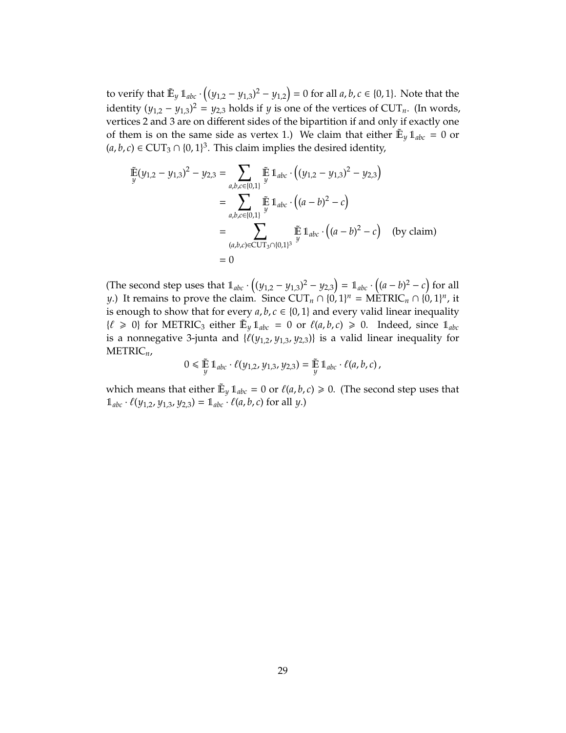to verify that $\tilde{\mathbb{E}}_y \mathbb{1}_{abc} \cdot \Big( (y_{1,2} - y_{1,3})^2 - y_{1,2} \Big) = 0$ for all $a, b, c \in \{0, 1\}$. Note that the identity $(y_{1,2} - y_{1,3})^2 = y_{2,3}$ holds if $y$ is one of the vertices of $\mathrm{CUT}_n$. (In words, vertices 2 and 3 are on different sides of the bipartition if and only if exactly one of them is on the same side as vertex 1.) We claim that either $\tilde{\mathbb{E}}_y \mathbb{1}_{abc} = 0$ or $(a, b, c) \in \mathrm{CUT}_3 \cap \{0, 1\}^3$. This claim implies the desired identity,

$$
\begin{aligned}
\tilde{\mathbb{E}}_y (y_{1,2} - y_{1,3})^2 - y_{2,3} &= \sum_{a,b,c \in \{0,1\}} \tilde{\mathbb{E}}_y \mathbb{1}_{abc} \cdot \Big( (y_{1,2} - y_{1,3})^2 - y_{2,3} \Big) \\
&= \sum_{a,b,c \in \{0,1\}} \tilde{\mathbb{E}}_y \mathbb{1}_{abc} \cdot \Big( (a - b)^2 - c \Big) \\
&= \sum_{(a,b,c) \in \mathrm{CUT}_3 \cap \{0,1\}^3} \tilde{\mathbb{E}}_y \mathbb{1}_{abc} \cdot \Big( (a - b)^2 - c \Big) \quad \text{(by claim)} \\
&= 0
\end{aligned}
$$

(The second step uses that $\mathbb{1}_{abc} \cdot \Big( (y_{1,2} - y_{1,3})^2 - y_{2,3} \Big) = \mathbb{1}_{abc} \cdot \Big( (a - b)^2 - c \Big)$ for all $y$.) It remains to prove the claim. Since $\mathrm{CUT}_n \cap \{0, 1\}^n = \mathrm{METRIC}_n \cap \{0, 1\}^n$, it is enough to show that for every $a, b, c \in \{0, 1\}$ and every valid linear inequality $\{\ell \geqslant 0\}$ for $\mathrm{METRIC}_3$ either $\tilde{\mathbb{E}}_y \mathbb{1}_{abc} = 0$ or $\ell(a, b, c) \geqslant 0$. Indeed, since $\mathbb{1}_{abc}$ is a nonnegative 3-junta and $\{\ell(y_{1,2}, y_{1,3}, y_{2,3})\}$ is a valid linear inequality for $\mathrm{METRIC}_n$,

$$
0 \leqslant \tilde{\mathbb{E}}_y \mathbb{1}_{abc} \cdot \ell(y_{1,2}, y_{1,3}, y_{2,3}) = \tilde{\mathbb{E}}_y \mathbb{1}_{abc} \cdot \ell(a, b, c) \,,
$$

which means that either $\tilde{\mathbb{E}}_y \mathbb{1}_{abc} = 0$ or $\ell(a, b, c) \geqslant 0$. (The second step uses that $\mathbb{1}_{abc} \cdot \ell(y_{1,2}, y_{1,3}, y_{2,3}) = \mathbb{1}_{abc} \cdot \ell(a, b, c)$ for all $y$.)